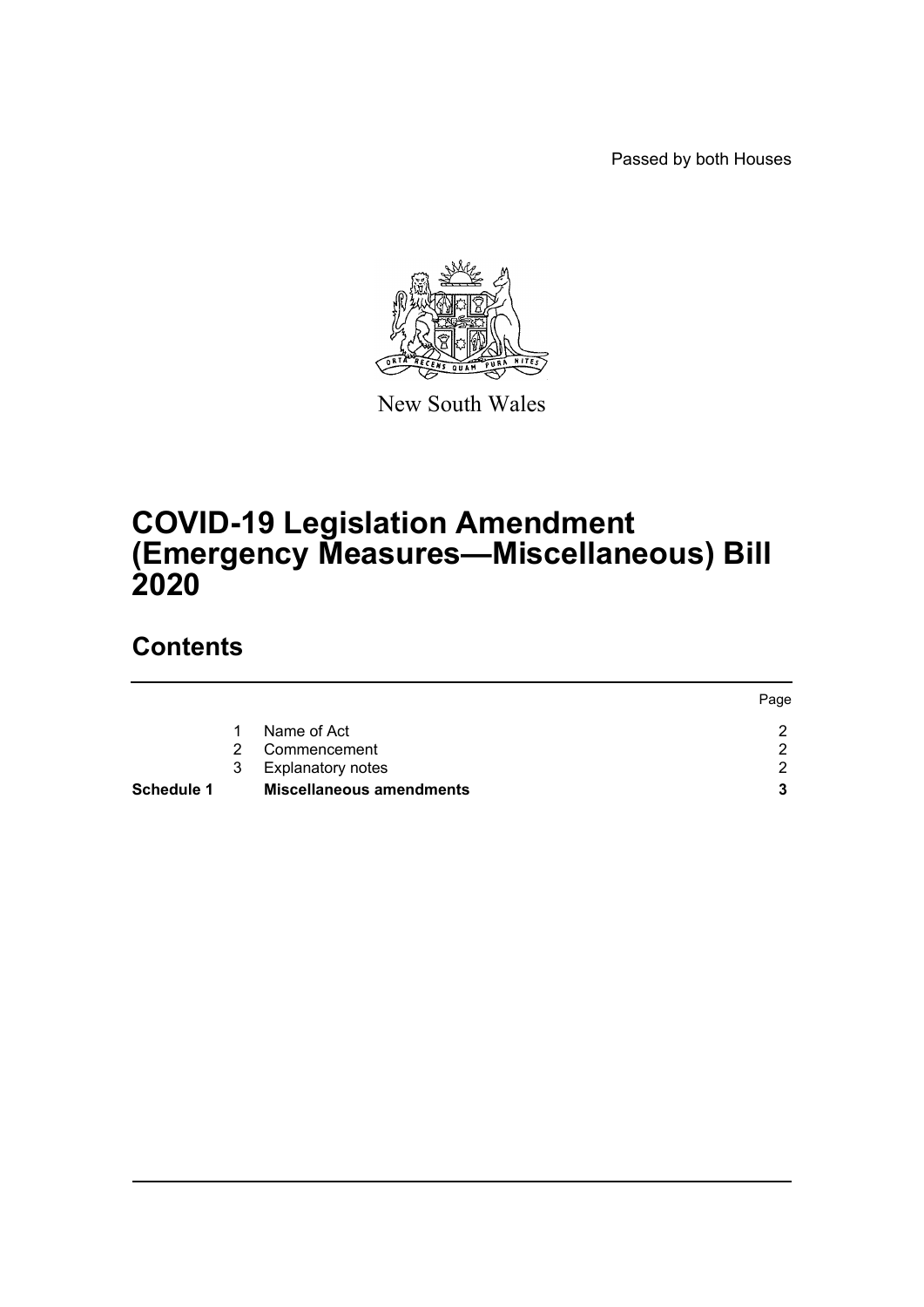Passed by both Houses

New South Wales

# COVID-19 Legislation Amendment (Emergency Measures—Miscellaneous) Bill 2020

## Contents

| | | | Page |
|---|---|---|---|
| | 1 | Name of Act | 2 |
| | 2 | Commencement | 2 |
| | 3 | Explanatory notes | 2 |
| **Schedule 1** | | **Miscellaneous amendments** | **3** |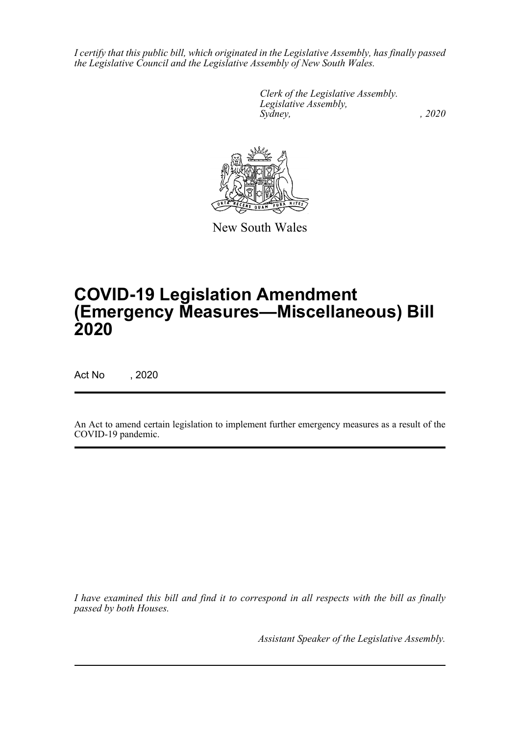*I certify that this public bill, which originated in the Legislative Assembly, has finally passed the Legislative Council and the Legislative Assembly of New South Wales.*

*Clerk of the Legislative Assembly.*
*Legislative Assembly,*
*Sydney, , 2020*

New South Wales

# COVID-19 Legislation Amendment (Emergency Measures—Miscellaneous) Bill 2020

Act No , 2020

An Act to amend certain legislation to implement further emergency measures as a result of the COVID-19 pandemic.

*I have examined this bill and find it to correspond in all respects with the bill as finally passed by both Houses.*

*Assistant Speaker of the Legislative Assembly.*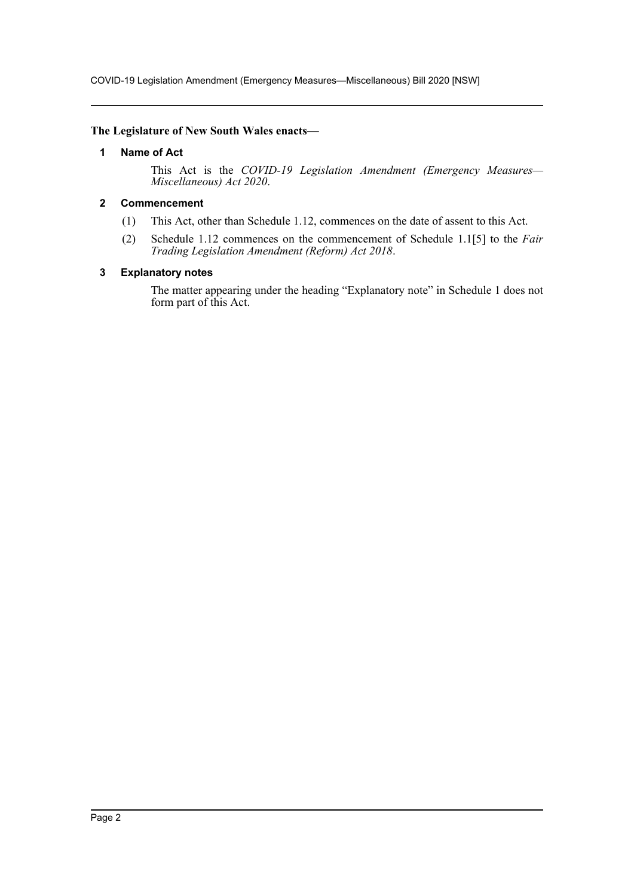**The Legislature of New South Wales enacts—**

### 1 Name of Act

This Act is the *COVID-19 Legislation Amendment (Emergency Measures—Miscellaneous) Act 2020*.

### 2 Commencement

(1) This Act, other than Schedule 1.12, commences on the date of assent to this Act.

(2) Schedule 1.12 commences on the commencement of Schedule 1.1[5] to the *Fair Trading Legislation Amendment (Reform) Act 2018*.

### 3 Explanatory notes

The matter appearing under the heading "Explanatory note" in Schedule 1 does not form part of this Act.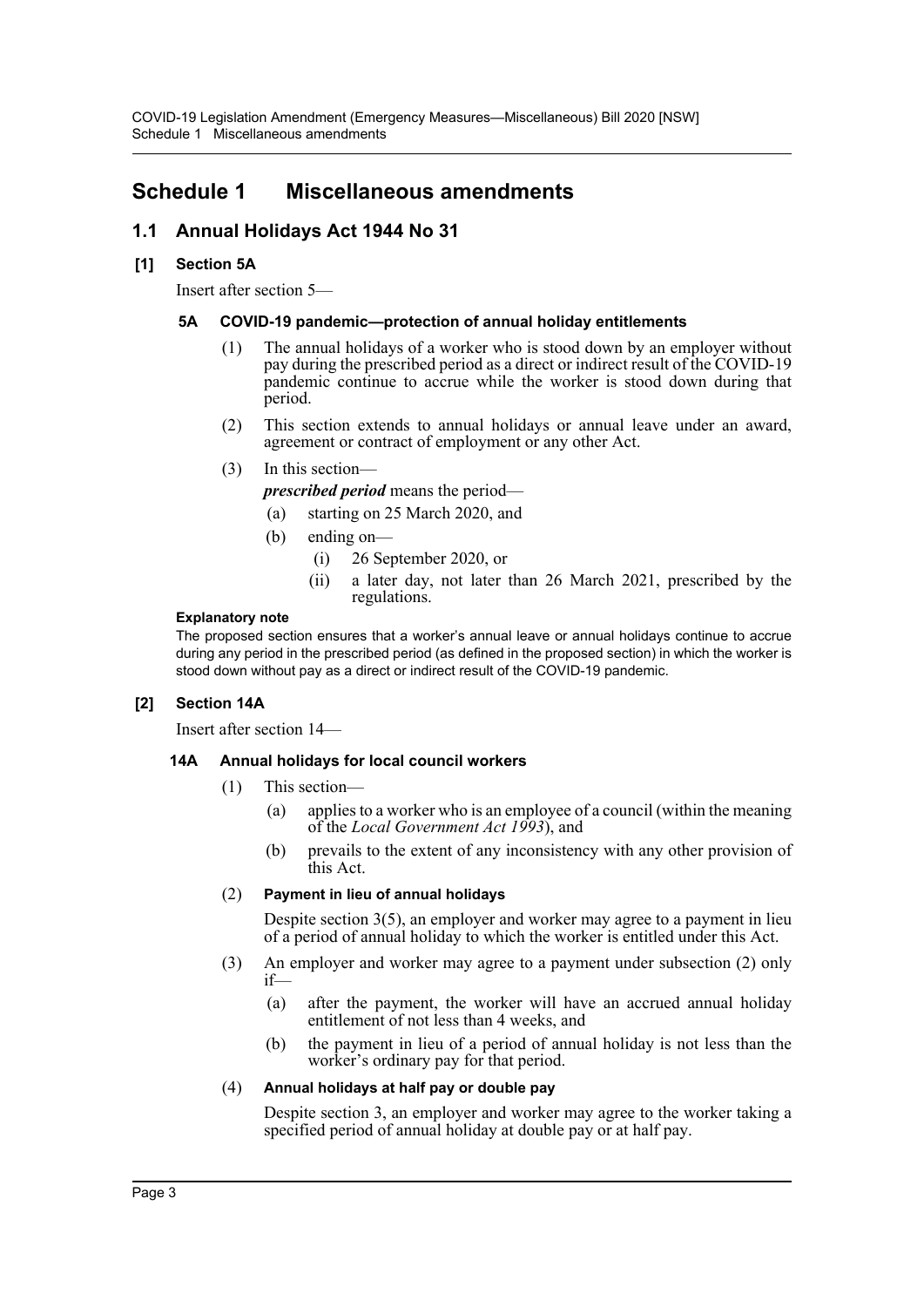# Schedule 1 Miscellaneous amendments

## 1.1 Annual Holidays Act 1944 No 31

### [1] Section 5A

Insert after section 5—

#### 5A COVID-19 pandemic—protection of annual holiday entitlements

(1) The annual holidays of a worker who is stood down by an employer without pay during the prescribed period as a direct or indirect result of the COVID-19 pandemic continue to accrue while the worker is stood down during that period.

(2) This section extends to annual holidays or annual leave under an award, agreement or contract of employment or any other Act.

(3) In this section—

***prescribed period*** means the period—

- (a) starting on 25 March 2020, and
- (b) ending on—
  - (i) 26 September 2020, or
  - (ii) a later day, not later than 26 March 2021, prescribed by the regulations.

**Explanatory note**

The proposed section ensures that a worker's annual leave or annual holidays continue to accrue during any period in the prescribed period (as defined in the proposed section) in which the worker is stood down without pay as a direct or indirect result of the COVID-19 pandemic.

### [2] Section 14A

Insert after section 14—

#### 14A Annual holidays for local council workers

(1) This section—

- (a) applies to a worker who is an employee of a council (within the meaning of the *Local Government Act 1993*), and
- (b) prevails to the extent of any inconsistency with any other provision of this Act.

(2) **Payment in lieu of annual holidays**

Despite section 3(5), an employer and worker may agree to a payment in lieu of a period of annual holiday to which the worker is entitled under this Act.

(3) An employer and worker may agree to a payment under subsection (2) only if—

- (a) after the payment, the worker will have an accrued annual holiday entitlement of not less than 4 weeks, and
- (b) the payment in lieu of a period of annual holiday is not less than the worker's ordinary pay for that period.

(4) **Annual holidays at half pay or double pay**

Despite section 3, an employer and worker may agree to the worker taking a specified period of annual holiday at double pay or at half pay.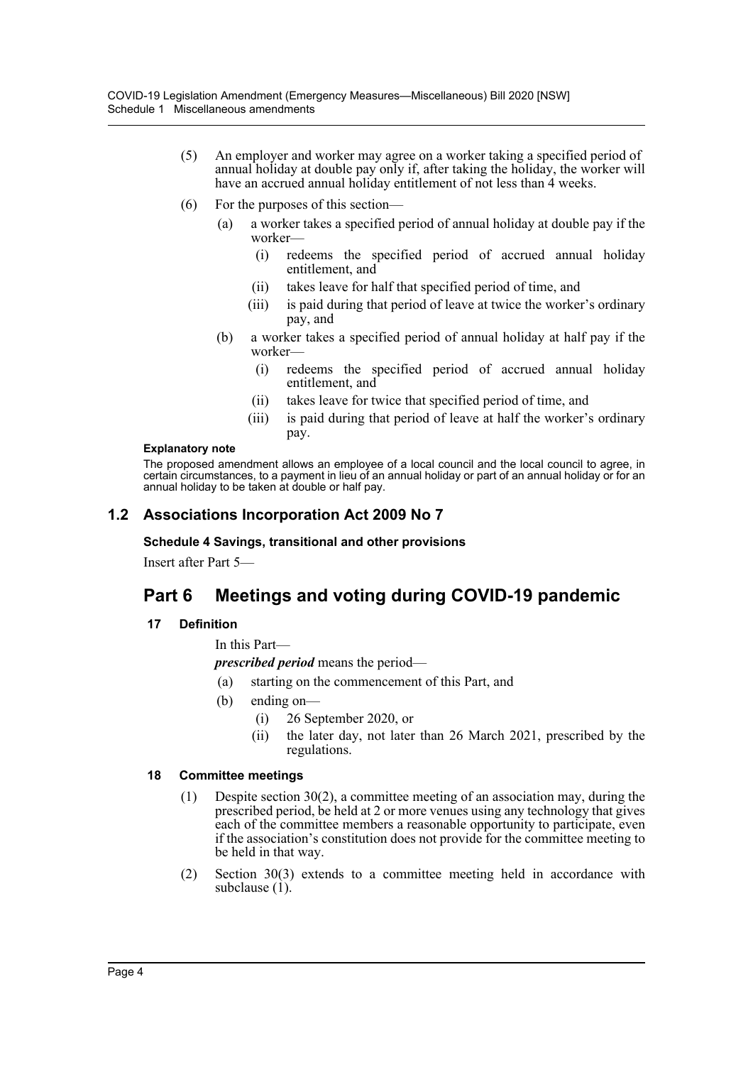(5) An employer and worker may agree on a worker taking a specified period of annual holiday at double pay only if, after taking the holiday, the worker will have an accrued annual holiday entitlement of not less than 4 weeks.

(6) For the purposes of this section—

(a) a worker takes a specified period of annual holiday at double pay if the worker—

(i) redeems the specified period of accrued annual holiday entitlement, and

(ii) takes leave for half that specified period of time, and

(iii) is paid during that period of leave at twice the worker's ordinary pay, and

(b) a worker takes a specified period of annual holiday at half pay if the worker—

(i) redeems the specified period of accrued annual holiday entitlement, and

(ii) takes leave for twice that specified period of time, and

(iii) is paid during that period of leave at half the worker's ordinary pay.

**Explanatory note**

The proposed amendment allows an employee of a local council and the local council to agree, in certain circumstances, to a payment in lieu of an annual holiday or part of an annual holiday or for an annual holiday to be taken at double or half pay.

## 1.2 Associations Incorporation Act 2009 No 7

**Schedule 4 Savings, transitional and other provisions**

Insert after Part 5—

# Part 6 Meetings and voting during COVID-19 pandemic

**17 Definition**

In this Part—

***prescribed period*** means the period—

(a) starting on the commencement of this Part, and

(b) ending on—

(i) 26 September 2020, or

(ii) the later day, not later than 26 March 2021, prescribed by the regulations.

**18 Committee meetings**

(1) Despite section 30(2), a committee meeting of an association may, during the prescribed period, be held at 2 or more venues using any technology that gives each of the committee members a reasonable opportunity to participate, even if the association's constitution does not provide for the committee meeting to be held in that way.

(2) Section 30(3) extends to a committee meeting held in accordance with subclause (1).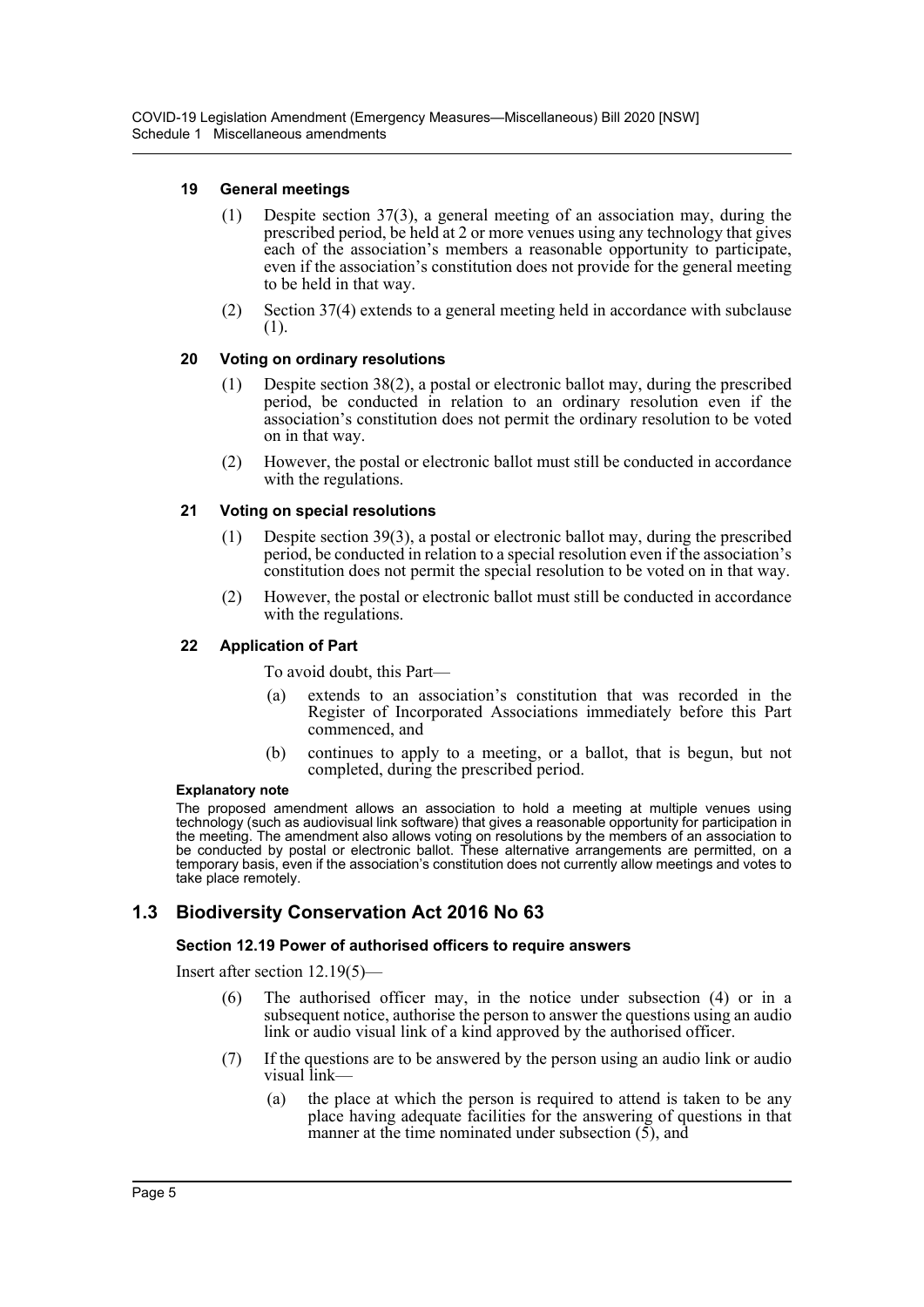#### 19 General meetings

(1) Despite section 37(3), a general meeting of an association may, during the prescribed period, be held at 2 or more venues using any technology that gives each of the association's members a reasonable opportunity to participate, even if the association's constitution does not provide for the general meeting to be held in that way.

(2) Section 37(4) extends to a general meeting held in accordance with subclause (1).

#### 20 Voting on ordinary resolutions

(1) Despite section 38(2), a postal or electronic ballot may, during the prescribed period, be conducted in relation to an ordinary resolution even if the association's constitution does not permit the ordinary resolution to be voted on in that way.

(2) However, the postal or electronic ballot must still be conducted in accordance with the regulations.

#### 21 Voting on special resolutions

(1) Despite section 39(3), a postal or electronic ballot may, during the prescribed period, be conducted in relation to a special resolution even if the association's constitution does not permit the special resolution to be voted on in that way.

(2) However, the postal or electronic ballot must still be conducted in accordance with the regulations.

#### 22 Application of Part

To avoid doubt, this Part—

(a) extends to an association's constitution that was recorded in the Register of Incorporated Associations immediately before this Part commenced, and

(b) continues to apply to a meeting, or a ballot, that is begun, but not completed, during the prescribed period.

**Explanatory note**

The proposed amendment allows an association to hold a meeting at multiple venues using technology (such as audiovisual link software) that gives a reasonable opportunity for participation in the meeting. The amendment also allows voting on resolutions by the members of an association to be conducted by postal or electronic ballot. These alternative arrangements are permitted, on a temporary basis, even if the association's constitution does not currently allow meetings and votes to take place remotely.

## 1.3 Biodiversity Conservation Act 2016 No 63

#### Section 12.19 Power of authorised officers to require answers

Insert after section 12.19(5)—

(6) The authorised officer may, in the notice under subsection (4) or in a subsequent notice, authorise the person to answer the questions using an audio link or audio visual link of a kind approved by the authorised officer.

(7) If the questions are to be answered by the person using an audio link or audio visual link—

(a) the place at which the person is required to attend is taken to be any place having adequate facilities for the answering of questions in that manner at the time nominated under subsection (5), and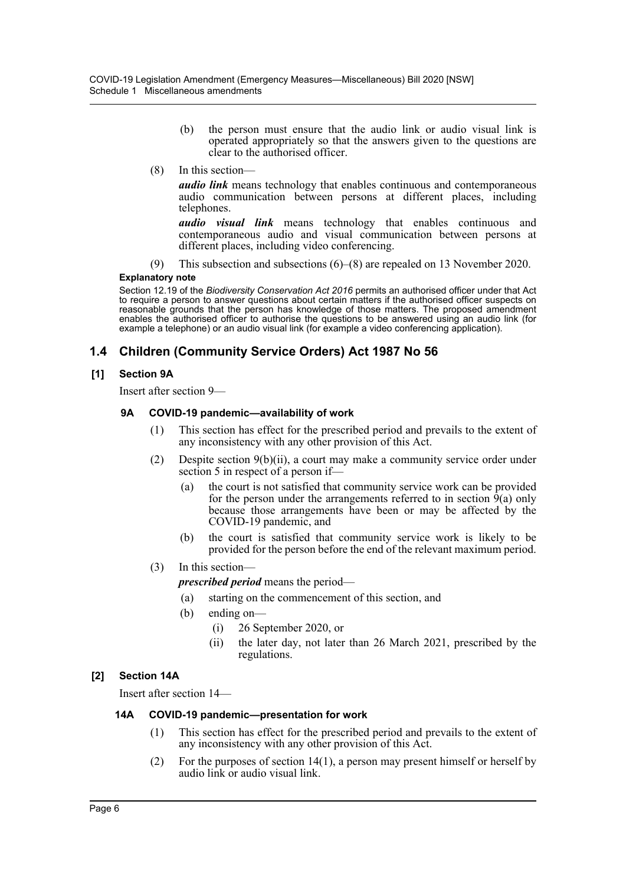(b) the person must ensure that the audio link or audio visual link is operated appropriately so that the answers given to the questions are clear to the authorised officer.

(8) In this section—

***audio link*** means technology that enables continuous and contemporaneous audio communication between persons at different places, including telephones.

***audio visual link*** means technology that enables continuous and contemporaneous audio and visual communication between persons at different places, including video conferencing.

(9) This subsection and subsections (6)–(8) are repealed on 13 November 2020.

**Explanatory note**

Section 12.19 of the *Biodiversity Conservation Act 2016* permits an authorised officer under that Act to require a person to answer questions about certain matters if the authorised officer suspects on reasonable grounds that the person has knowledge of those matters. The proposed amendment enables the authorised officer to authorise the questions to be answered using an audio link (for example a telephone) or an audio visual link (for example a video conferencing application).

## 1.4 Children (Community Service Orders) Act 1987 No 56

### [1] Section 9A

Insert after section 9—

#### 9A COVID-19 pandemic—availability of work

(1) This section has effect for the prescribed period and prevails to the extent of any inconsistency with any other provision of this Act.

(2) Despite section 9(b)(ii), a court may make a community service order under section 5 in respect of a person if—

(a) the court is not satisfied that community service work can be provided for the person under the arrangements referred to in section 9(a) only because those arrangements have been or may be affected by the COVID-19 pandemic, and

(b) the court is satisfied that community service work is likely to be provided for the person before the end of the relevant maximum period.

(3) In this section—

***prescribed period*** means the period—

(a) starting on the commencement of this section, and

(b) ending on—

(i) 26 September 2020, or

(ii) the later day, not later than 26 March 2021, prescribed by the regulations.

### [2] Section 14A

Insert after section 14—

#### 14A COVID-19 pandemic—presentation for work

(1) This section has effect for the prescribed period and prevails to the extent of any inconsistency with any other provision of this Act.

(2) For the purposes of section 14(1), a person may present himself or herself by audio link or audio visual link.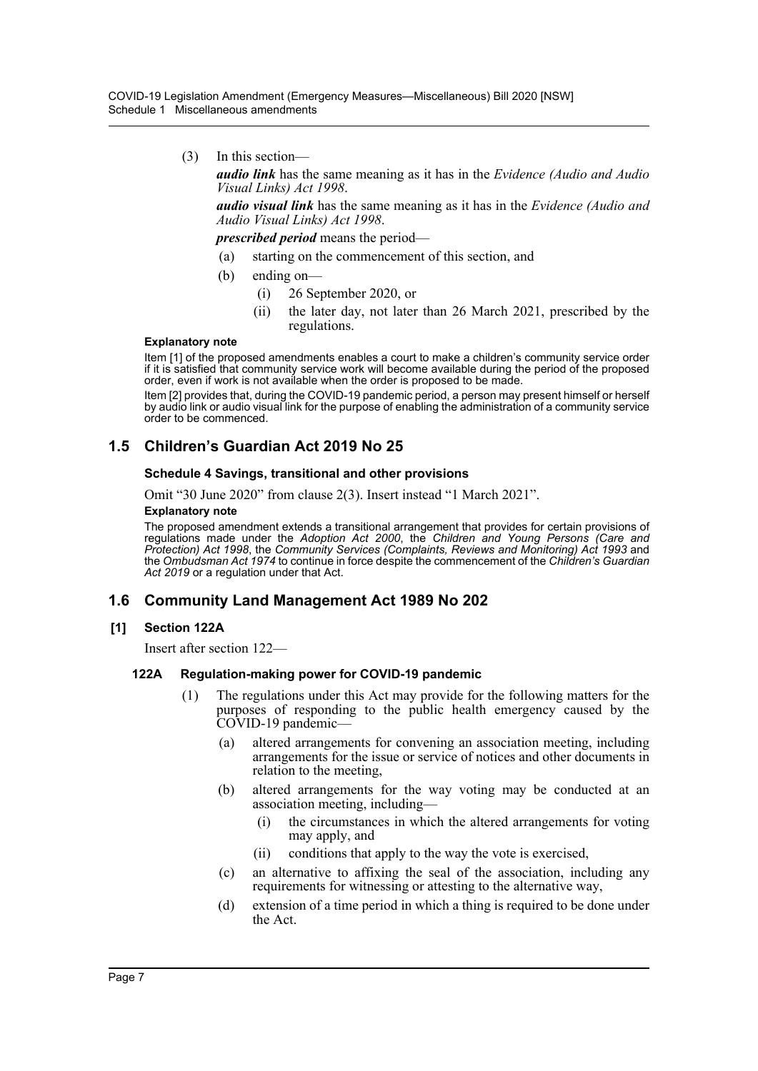(3) In this section—

***audio link*** has the same meaning as it has in the *Evidence (Audio and Audio Visual Links) Act 1998*.

***audio visual link*** has the same meaning as it has in the *Evidence (Audio and Audio Visual Links) Act 1998*.

***prescribed period*** means the period—

- (a) starting on the commencement of this section, and
- (b) ending on—
  - (i) 26 September 2020, or
  - (ii) the later day, not later than 26 March 2021, prescribed by the regulations.

**Explanatory note**

Item [1] of the proposed amendments enables a court to make a children's community service order if it is satisfied that community service work will become available during the period of the proposed order, even if work is not available when the order is proposed to be made.

Item [2] provides that, during the COVID-19 pandemic period, a person may present himself or herself by audio link or audio visual link for the purpose of enabling the administration of a community service order to be commenced.

## 1.5 Children's Guardian Act 2019 No 25

### Schedule 4 Savings, transitional and other provisions

Omit "30 June 2020" from clause 2(3). Insert instead "1 March 2021".

**Explanatory note**

The proposed amendment extends a transitional arrangement that provides for certain provisions of regulations made under the *Adoption Act 2000*, the *Children and Young Persons (Care and Protection) Act 1998*, the *Community Services (Complaints, Reviews and Monitoring) Act 1993* and the *Ombudsman Act 1974* to continue in force despite the commencement of the *Children's Guardian Act 2019* or a regulation under that Act.

## 1.6 Community Land Management Act 1989 No 202

### [1] Section 122A

Insert after section 122—

#### 122A Regulation-making power for COVID-19 pandemic

(1) The regulations under this Act may provide for the following matters for the purposes of responding to the public health emergency caused by the COVID-19 pandemic—

- (a) altered arrangements for convening an association meeting, including arrangements for the issue or service of notices and other documents in relation to the meeting,
- (b) altered arrangements for the way voting may be conducted at an association meeting, including—
  - (i) the circumstances in which the altered arrangements for voting may apply, and
  - (ii) conditions that apply to the way the vote is exercised,
- (c) an alternative to affixing the seal of the association, including any requirements for witnessing or attesting to the alternative way,
- (d) extension of a time period in which a thing is required to be done under the Act.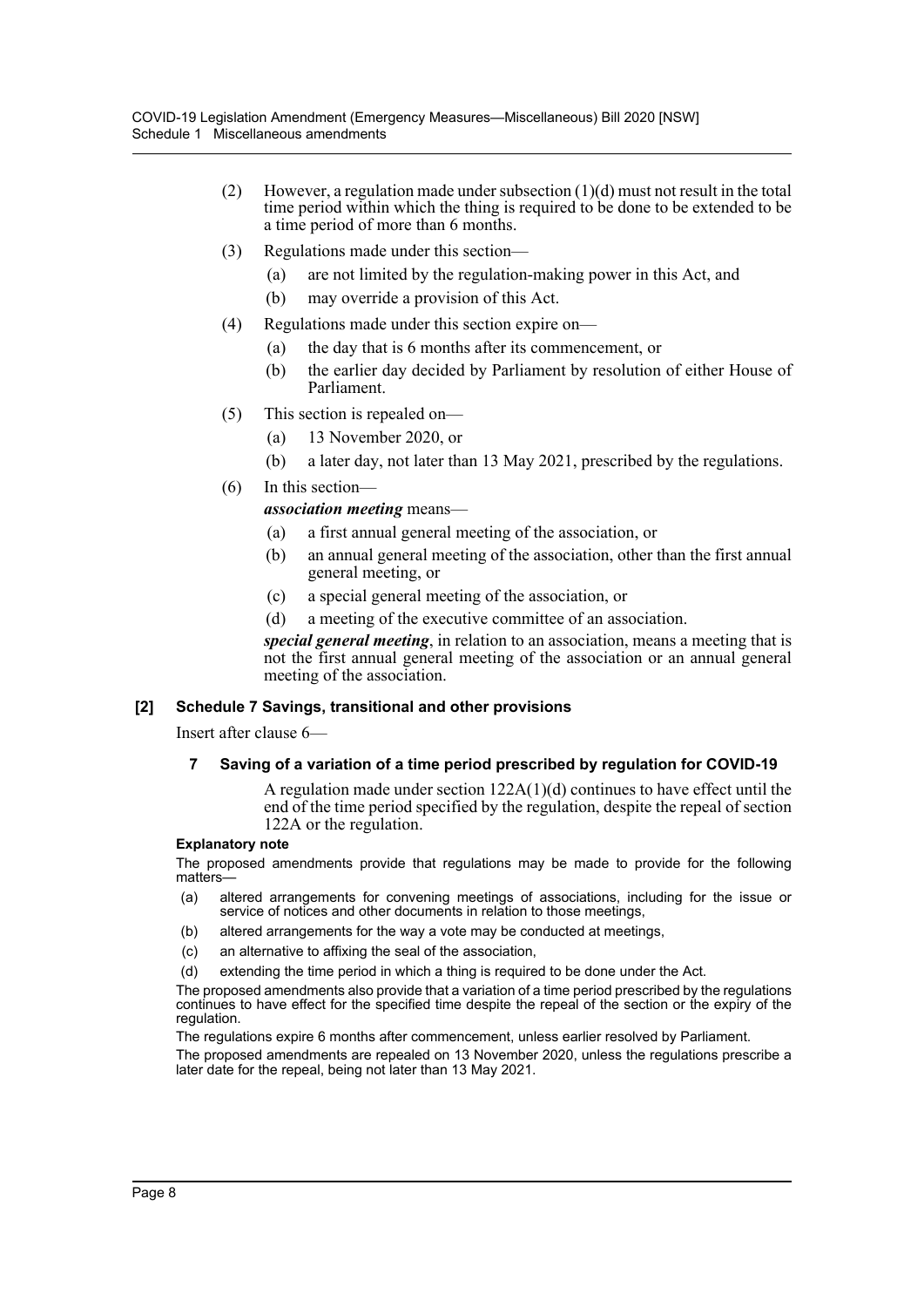(2) However, a regulation made under subsection (1)(d) must not result in the total time period within which the thing is required to be done to be extended to be a time period of more than 6 months.

(3) Regulations made under this section—

- (a) are not limited by the regulation-making power in this Act, and
- (b) may override a provision of this Act.

(4) Regulations made under this section expire on—

- (a) the day that is 6 months after its commencement, or
- (b) the earlier day decided by Parliament by resolution of either House of Parliament.

(5) This section is repealed on—

- (a) 13 November 2020, or
- (b) a later day, not later than 13 May 2021, prescribed by the regulations.

(6) In this section—

***association meeting*** means—

- (a) a first annual general meeting of the association, or
- (b) an annual general meeting of the association, other than the first annual general meeting, or
- (c) a special general meeting of the association, or
- (d) a meeting of the executive committee of an association.

***special general meeting***, in relation to an association, means a meeting that is not the first annual general meeting of the association or an annual general meeting of the association.

### [2] Schedule 7 Savings, transitional and other provisions

Insert after clause 6—

#### 7 Saving of a variation of a time period prescribed by regulation for COVID-19

A regulation made under section 122A(1)(d) continues to have effect until the end of the time period specified by the regulation, despite the repeal of section 122A or the regulation.

**Explanatory note**

The proposed amendments provide that regulations may be made to provide for the following matters—

- (a) altered arrangements for convening meetings of associations, including for the issue or service of notices and other documents in relation to those meetings,
- (b) altered arrangements for the way a vote may be conducted at meetings,
- (c) an alternative to affixing the seal of the association,
- (d) extending the time period in which a thing is required to be done under the Act.

The proposed amendments also provide that a variation of a time period prescribed by the regulations continues to have effect for the specified time despite the repeal of the section or the expiry of the regulation.

The regulations expire 6 months after commencement, unless earlier resolved by Parliament.

The proposed amendments are repealed on 13 November 2020, unless the regulations prescribe a later date for the repeal, being not later than 13 May 2021.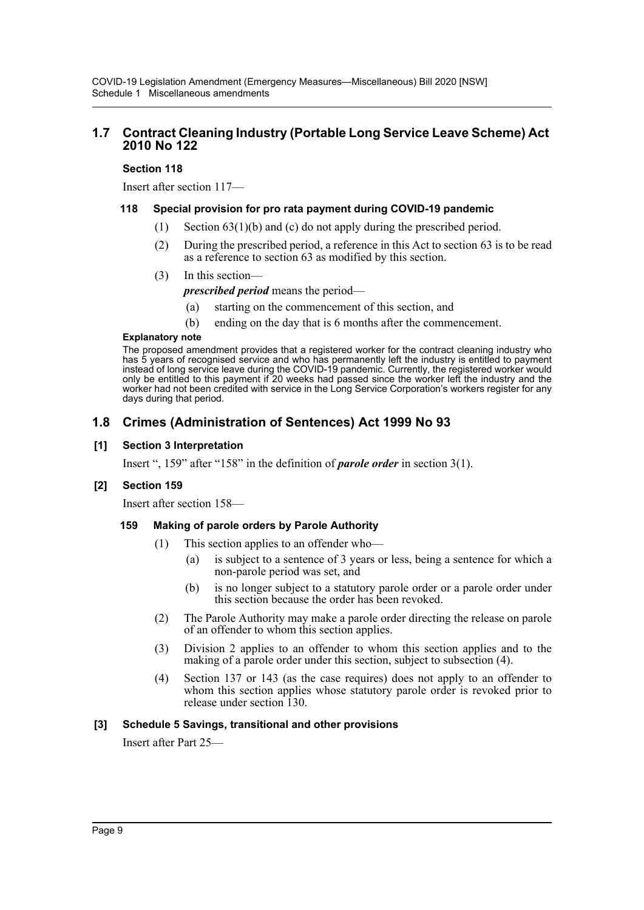## 1.7 Contract Cleaning Industry (Portable Long Service Leave Scheme) Act 2010 No 122

### Section 118

Insert after section 117—

#### 118 Special provision for pro rata payment during COVID-19 pandemic

(1) Section 63(1)(b) and (c) do not apply during the prescribed period.

(2) During the prescribed period, a reference in this Act to section 63 is to be read as a reference to section 63 as modified by this section.

(3) In this section—

***prescribed period*** means the period—

(a) starting on the commencement of this section, and

(b) ending on the day that is 6 months after the commencement.

**Explanatory note**

The proposed amendment provides that a registered worker for the contract cleaning industry who has 5 years of recognised service and who has permanently left the industry is entitled to payment instead of long service leave during the COVID-19 pandemic. Currently, the registered worker would only be entitled to this payment if 20 weeks had passed since the worker left the industry and the worker had not been credited with service in the Long Service Corporation's workers register for any days during that period.

## 1.8 Crimes (Administration of Sentences) Act 1999 No 93

### [1] Section 3 Interpretation

Insert ", 159" after "158" in the definition of ***parole order*** in section 3(1).

### [2] Section 159

Insert after section 158—

#### 159 Making of parole orders by Parole Authority

(1) This section applies to an offender who—

(a) is subject to a sentence of 3 years or less, being a sentence for which a non-parole period was set, and

(b) is no longer subject to a statutory parole order or a parole order under this section because the order has been revoked.

(2) The Parole Authority may make a parole order directing the release on parole of an offender to whom this section applies.

(3) Division 2 applies to an offender to whom this section applies and to the making of a parole order under this section, subject to subsection (4).

(4) Section 137 or 143 (as the case requires) does not apply to an offender to whom this section applies whose statutory parole order is revoked prior to release under section 130.

### [3] Schedule 5 Savings, transitional and other provisions

Insert after Part 25—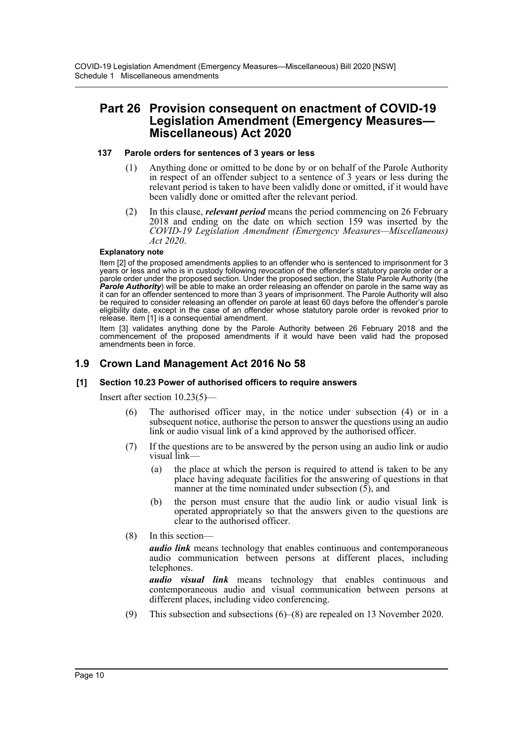## Part 26 Provision consequent on enactment of COVID-19 Legislation Amendment (Emergency Measures—Miscellaneous) Act 2020

#### 137 Parole orders for sentences of 3 years or less

(1) Anything done or omitted to be done by or on behalf of the Parole Authority in respect of an offender subject to a sentence of 3 years or less during the relevant period is taken to have been validly done or omitted, if it would have been validly done or omitted after the relevant period.

(2) In this clause, ***relevant period*** means the period commencing on 26 February 2018 and ending on the date on which section 159 was inserted by the *COVID-19 Legislation Amendment (Emergency Measures—Miscellaneous) Act 2020*.

**Explanatory note**

Item [2] of the proposed amendments applies to an offender who is sentenced to imprisonment for 3 years or less and who is in custody following revocation of the offender's statutory parole order or a parole order under the proposed section. Under the proposed section, the State Parole Authority (the ***Parole Authority***) will be able to make an order releasing an offender on parole in the same way as it can for an offender sentenced to more than 3 years of imprisonment. The Parole Authority will also be required to consider releasing an offender on parole at least 60 days before the offender's parole eligibility date, except in the case of an offender whose statutory parole order is revoked prior to release. Item [1] is a consequential amendment.

Item [3] validates anything done by the Parole Authority between 26 February 2018 and the commencement of the proposed amendments if it would have been valid had the proposed amendments been in force.

## 1.9 Crown Land Management Act 2016 No 58

#### [1] Section 10.23 Power of authorised officers to require answers

Insert after section 10.23(5)—

(6) The authorised officer may, in the notice under subsection (4) or in a subsequent notice, authorise the person to answer the questions using an audio link or audio visual link of a kind approved by the authorised officer.

(7) If the questions are to be answered by the person using an audio link or audio visual link—

(a) the place at which the person is required to attend is taken to be any place having adequate facilities for the answering of questions in that manner at the time nominated under subsection (5), and

(b) the person must ensure that the audio link or audio visual link is operated appropriately so that the answers given to the questions are clear to the authorised officer.

(8) In this section—

***audio link*** means technology that enables continuous and contemporaneous audio communication between persons at different places, including telephones.

***audio visual link*** means technology that enables continuous and contemporaneous audio and visual communication between persons at different places, including video conferencing.

(9) This subsection and subsections (6)–(8) are repealed on 13 November 2020.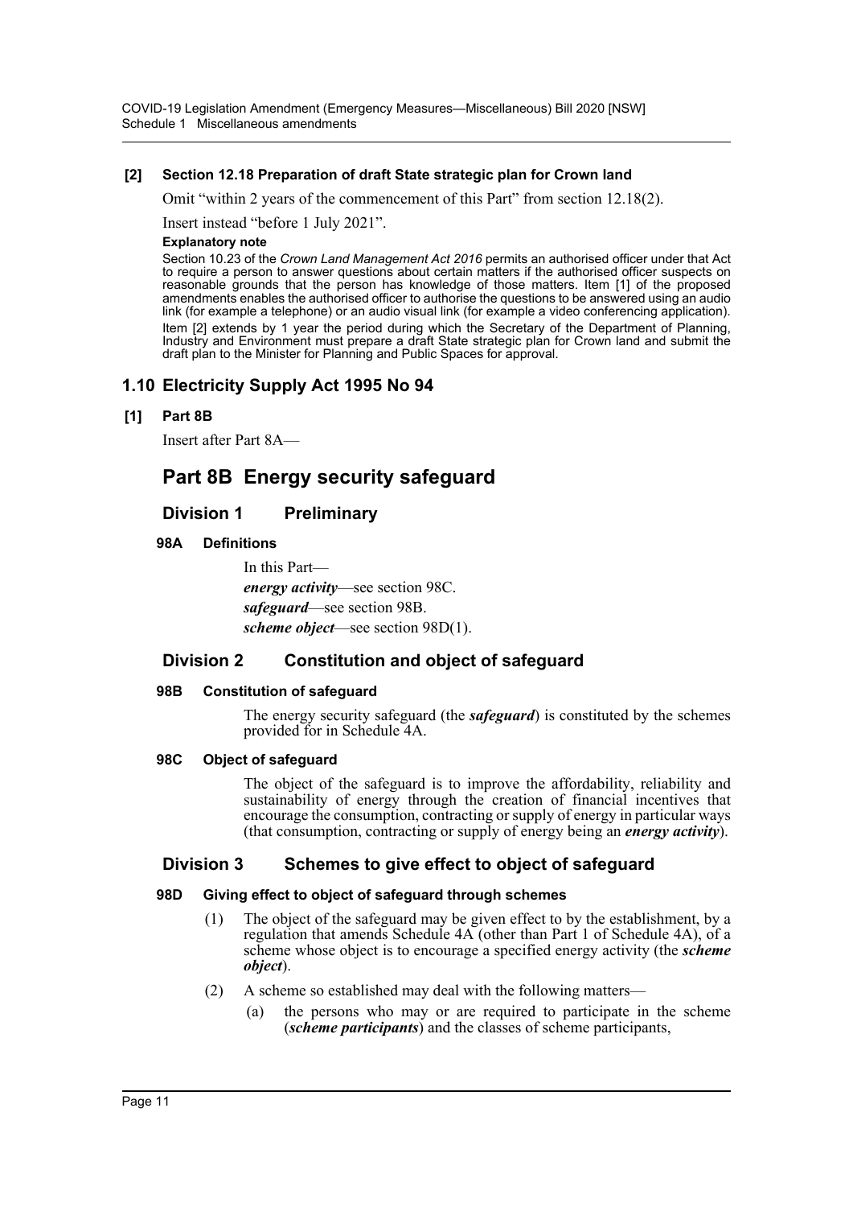**[2] Section 12.18 Preparation of draft State strategic plan for Crown land**

Omit "within 2 years of the commencement of this Part" from section 12.18(2).

Insert instead "before 1 July 2021".

**Explanatory note**

Section 10.23 of the *Crown Land Management Act 2016* permits an authorised officer under that Act to require a person to answer questions about certain matters if the authorised officer suspects on reasonable grounds that the person has knowledge of those matters. Item [1] of the proposed amendments enables the authorised officer to authorise the questions to be answered using an audio link (for example a telephone) or an audio visual link (for example a video conferencing application).

Item [2] extends by 1 year the period during which the Secretary of the Department of Planning, Industry and Environment must prepare a draft State strategic plan for Crown land and submit the draft plan to the Minister for Planning and Public Spaces for approval.

## 1.10 Electricity Supply Act 1995 No 94

**[1] Part 8B**

Insert after Part 8A—

# Part 8B Energy security safeguard

## Division 1 Preliminary

**98A Definitions**

In this Part—

***energy activity***—see section 98C.

***safeguard***—see section 98B.

***scheme object***—see section 98D(1).

## Division 2 Constitution and object of safeguard

**98B Constitution of safeguard**

The energy security safeguard (the ***safeguard***) is constituted by the schemes provided for in Schedule 4A.

**98C Object of safeguard**

The object of the safeguard is to improve the affordability, reliability and sustainability of energy through the creation of financial incentives that encourage the consumption, contracting or supply of energy in particular ways (that consumption, contracting or supply of energy being an ***energy activity***).

## Division 3 Schemes to give effect to object of safeguard

**98D Giving effect to object of safeguard through schemes**

(1) The object of the safeguard may be given effect to by the establishment, by a regulation that amends Schedule 4A (other than Part 1 of Schedule 4A), of a scheme whose object is to encourage a specified energy activity (the ***scheme object***).

(2) A scheme so established may deal with the following matters—

(a) the persons who may or are required to participate in the scheme (***scheme participants***) and the classes of scheme participants,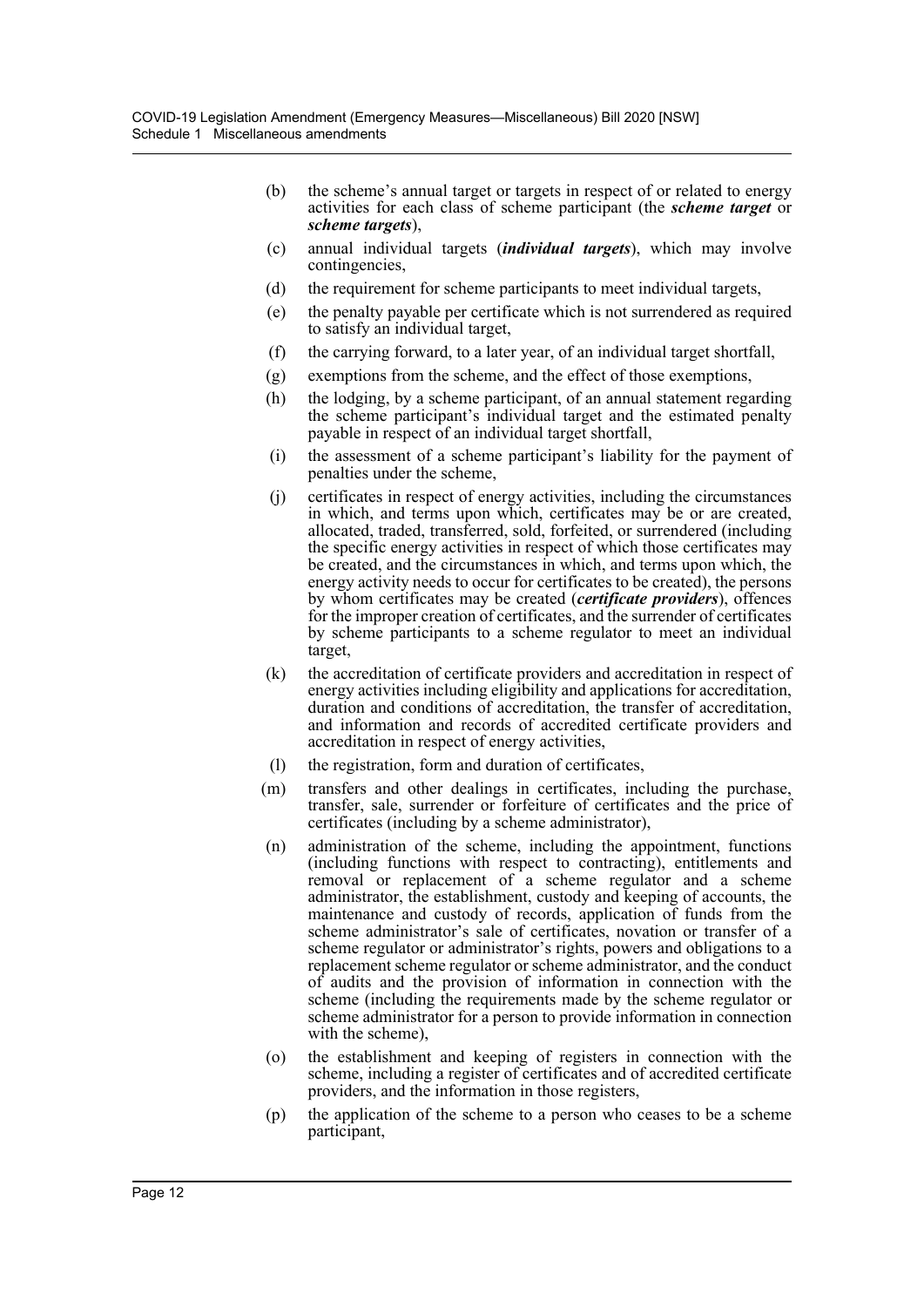(b) the scheme's annual target or targets in respect of or related to energy activities for each class of scheme participant (the ***scheme target*** or ***scheme targets***),

(c) annual individual targets (***individual targets***), which may involve contingencies,

(d) the requirement for scheme participants to meet individual targets,

(e) the penalty payable per certificate which is not surrendered as required to satisfy an individual target,

(f) the carrying forward, to a later year, of an individual target shortfall,

(g) exemptions from the scheme, and the effect of those exemptions,

(h) the lodging, by a scheme participant, of an annual statement regarding the scheme participant's individual target and the estimated penalty payable in respect of an individual target shortfall,

(i) the assessment of a scheme participant's liability for the payment of penalties under the scheme,

(j) certificates in respect of energy activities, including the circumstances in which, and terms upon which, certificates may be or are created, allocated, traded, transferred, sold, forfeited, or surrendered (including the specific energy activities in respect of which those certificates may be created, and the circumstances in which, and terms upon which, the energy activity needs to occur for certificates to be created), the persons by whom certificates may be created (***certificate providers***), offences for the improper creation of certificates, and the surrender of certificates by scheme participants to a scheme regulator to meet an individual target,

(k) the accreditation of certificate providers and accreditation in respect of energy activities including eligibility and applications for accreditation, duration and conditions of accreditation, the transfer of accreditation, and information and records of accredited certificate providers and accreditation in respect of energy activities,

(l) the registration, form and duration of certificates,

(m) transfers and other dealings in certificates, including the purchase, transfer, sale, surrender or forfeiture of certificates and the price of certificates (including by a scheme administrator),

(n) administration of the scheme, including the appointment, functions (including functions with respect to contracting), entitlements and removal or replacement of a scheme regulator and a scheme administrator, the establishment, custody and keeping of accounts, the maintenance and custody of records, application of funds from the scheme administrator's sale of certificates, novation or transfer of a scheme regulator or administrator's rights, powers and obligations to a replacement scheme regulator or scheme administrator, and the conduct of audits and the provision of information in connection with the scheme (including the requirements made by the scheme regulator or scheme administrator for a person to provide information in connection with the scheme),

(o) the establishment and keeping of registers in connection with the scheme, including a register of certificates and of accredited certificate providers, and the information in those registers,

(p) the application of the scheme to a person who ceases to be a scheme participant,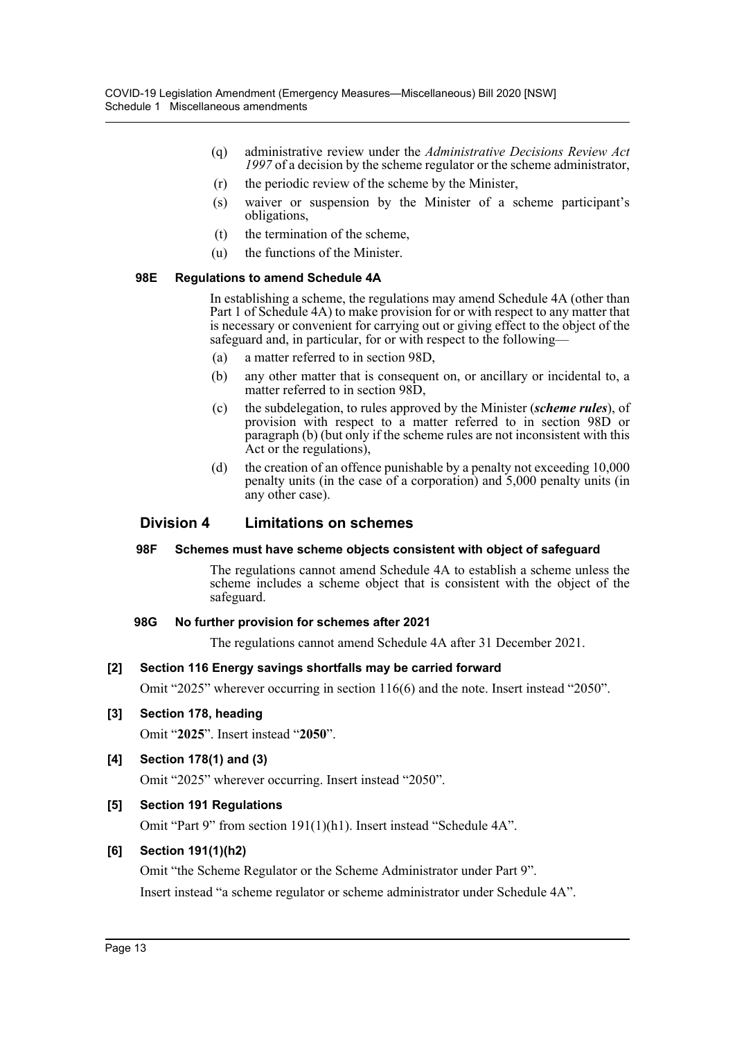(q) administrative review under the *Administrative Decisions Review Act 1997* of a decision by the scheme regulator or the scheme administrator,

(r) the periodic review of the scheme by the Minister,

(s) waiver or suspension by the Minister of a scheme participant's obligations,

(t) the termination of the scheme,

(u) the functions of the Minister.

#### 98E Regulations to amend Schedule 4A

In establishing a scheme, the regulations may amend Schedule 4A (other than Part 1 of Schedule 4A) to make provision for or with respect to any matter that is necessary or convenient for carrying out or giving effect to the object of the safeguard and, in particular, for or with respect to the following—

(a) a matter referred to in section 98D,

(b) any other matter that is consequent on, or ancillary or incidental to, a matter referred to in section 98D,

(c) the subdelegation, to rules approved by the Minister (***scheme rules***), of provision with respect to a matter referred to in section 98D or paragraph (b) (but only if the scheme rules are not inconsistent with this Act or the regulations),

(d) the creation of an offence punishable by a penalty not exceeding 10,000 penalty units (in the case of a corporation) and 5,000 penalty units (in any other case).

### Division 4 Limitations on schemes

#### 98F Schemes must have scheme objects consistent with object of safeguard

The regulations cannot amend Schedule 4A to establish a scheme unless the scheme includes a scheme object that is consistent with the object of the safeguard.

#### 98G No further provision for schemes after 2021

The regulations cannot amend Schedule 4A after 31 December 2021.

#### [2] Section 116 Energy savings shortfalls may be carried forward

Omit "2025" wherever occurring in section 116(6) and the note. Insert instead "2050".

#### [3] Section 178, heading

Omit "**2025**". Insert instead "**2050**".

#### [4] Section 178(1) and (3)

Omit "2025" wherever occurring. Insert instead "2050".

#### [5] Section 191 Regulations

Omit "Part 9" from section 191(1)(h1). Insert instead "Schedule 4A".

#### [6] Section 191(1)(h2)

Omit "the Scheme Regulator or the Scheme Administrator under Part 9".

Insert instead "a scheme regulator or scheme administrator under Schedule 4A".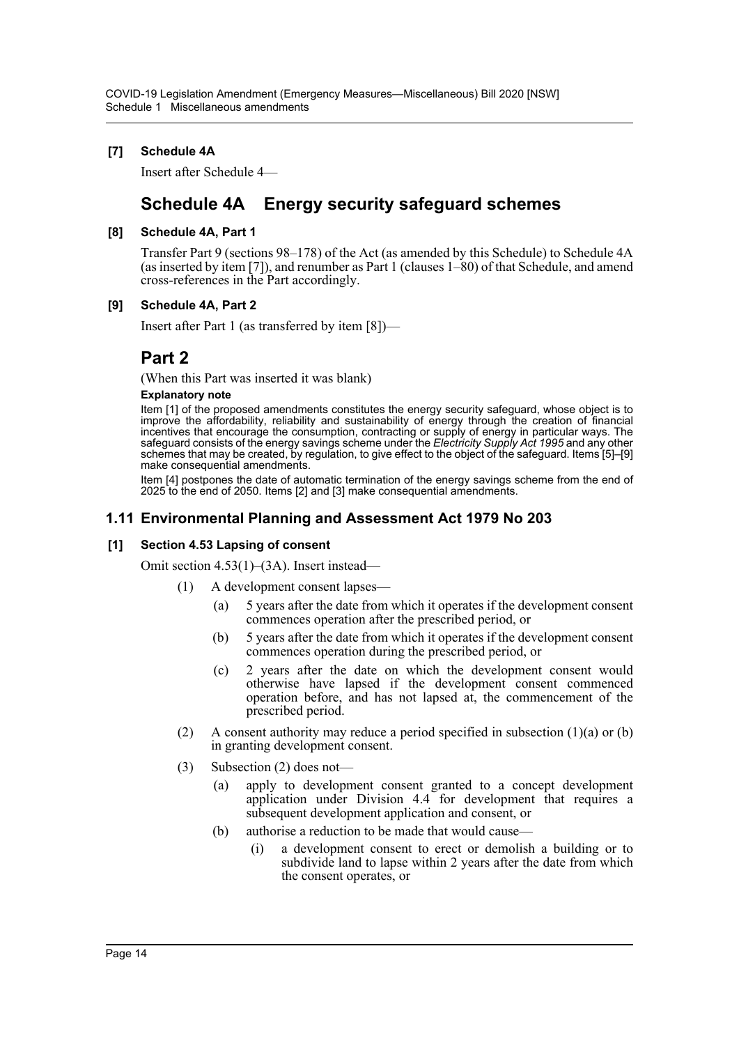**[7] Schedule 4A**

Insert after Schedule 4—

## Schedule 4A Energy security safeguard schemes

**[8] Schedule 4A, Part 1**

Transfer Part 9 (sections 98–178) of the Act (as amended by this Schedule) to Schedule 4A (as inserted by item [7]), and renumber as Part 1 (clauses 1–80) of that Schedule, and amend cross-references in the Part accordingly.

**[9] Schedule 4A, Part 2**

Insert after Part 1 (as transferred by item [8])—

## Part 2

(When this Part was inserted it was blank)

**Explanatory note**

Item [1] of the proposed amendments constitutes the energy security safeguard, whose object is to improve the affordability, reliability and sustainability of energy through the creation of financial incentives that encourage the consumption, contracting or supply of energy in particular ways. The safeguard consists of the energy savings scheme under the *Electricity Supply Act 1995* and any other schemes that may be created, by regulation, to give effect to the object of the safeguard. Items [5]–[9] make consequential amendments.

Item [4] postpones the date of automatic termination of the energy savings scheme from the end of 2025 to the end of 2050. Items [2] and [3] make consequential amendments.

### 1.11 Environmental Planning and Assessment Act 1979 No 203

**[1] Section 4.53 Lapsing of consent**

Omit section 4.53(1)–(3A). Insert instead—

(1) A development consent lapses—

(a) 5 years after the date from which it operates if the development consent commences operation after the prescribed period, or

(b) 5 years after the date from which it operates if the development consent commences operation during the prescribed period, or

(c) 2 years after the date on which the development consent would otherwise have lapsed if the development consent commenced operation before, and has not lapsed at, the commencement of the prescribed period.

(2) A consent authority may reduce a period specified in subsection (1)(a) or (b) in granting development consent.

(3) Subsection (2) does not—

(a) apply to development consent granted to a concept development application under Division 4.4 for development that requires a subsequent development application and consent, or

(b) authorise a reduction to be made that would cause—

(i) a development consent to erect or demolish a building or to subdivide land to lapse within 2 years after the date from which the consent operates, or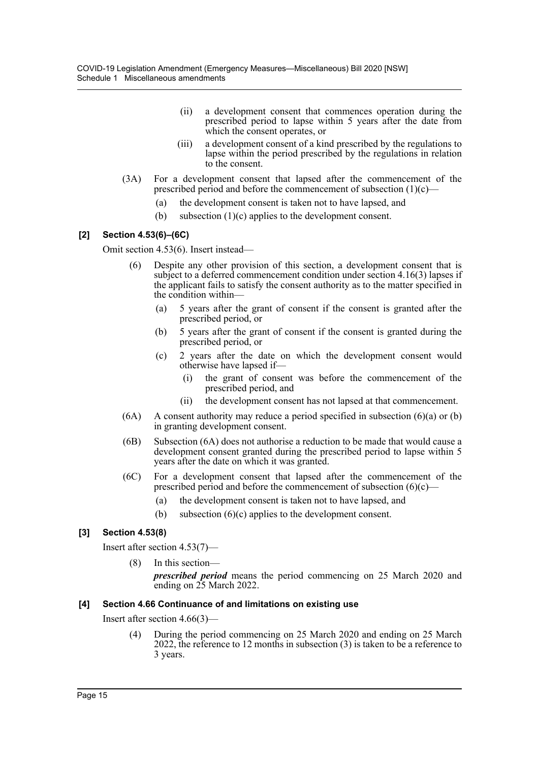(ii) a development consent that commences operation during the prescribed period to lapse within 5 years after the date from which the consent operates, or

(iii) a development consent of a kind prescribed by the regulations to lapse within the period prescribed by the regulations in relation to the consent.

(3A) For a development consent that lapsed after the commencement of the prescribed period and before the commencement of subsection (1)(c)—

(a) the development consent is taken not to have lapsed, and

(b) subsection (1)(c) applies to the development consent.

#### [2] Section 4.53(6)–(6C)

Omit section 4.53(6). Insert instead—

(6) Despite any other provision of this section, a development consent that is subject to a deferred commencement condition under section 4.16(3) lapses if the applicant fails to satisfy the consent authority as to the matter specified in the condition within—

(a) 5 years after the grant of consent if the consent is granted after the prescribed period, or

(b) 5 years after the grant of consent if the consent is granted during the prescribed period, or

(c) 2 years after the date on which the development consent would otherwise have lapsed if—

(i) the grant of consent was before the commencement of the prescribed period, and

(ii) the development consent has not lapsed at that commencement.

(6A) A consent authority may reduce a period specified in subsection (6)(a) or (b) in granting development consent.

(6B) Subsection (6A) does not authorise a reduction to be made that would cause a development consent granted during the prescribed period to lapse within 5 years after the date on which it was granted.

(6C) For a development consent that lapsed after the commencement of the prescribed period and before the commencement of subsection (6)(c)—

(a) the development consent is taken not to have lapsed, and

(b) subsection (6)(c) applies to the development consent.

#### [3] Section 4.53(8)

Insert after section 4.53(7)—

(8) In this section—

***prescribed period*** means the period commencing on 25 March 2020 and ending on 25 March 2022.

#### [4] Section 4.66 Continuance of and limitations on existing use

Insert after section 4.66(3)—

(4) During the period commencing on 25 March 2020 and ending on 25 March 2022, the reference to 12 months in subsection (3) is taken to be a reference to 3 years.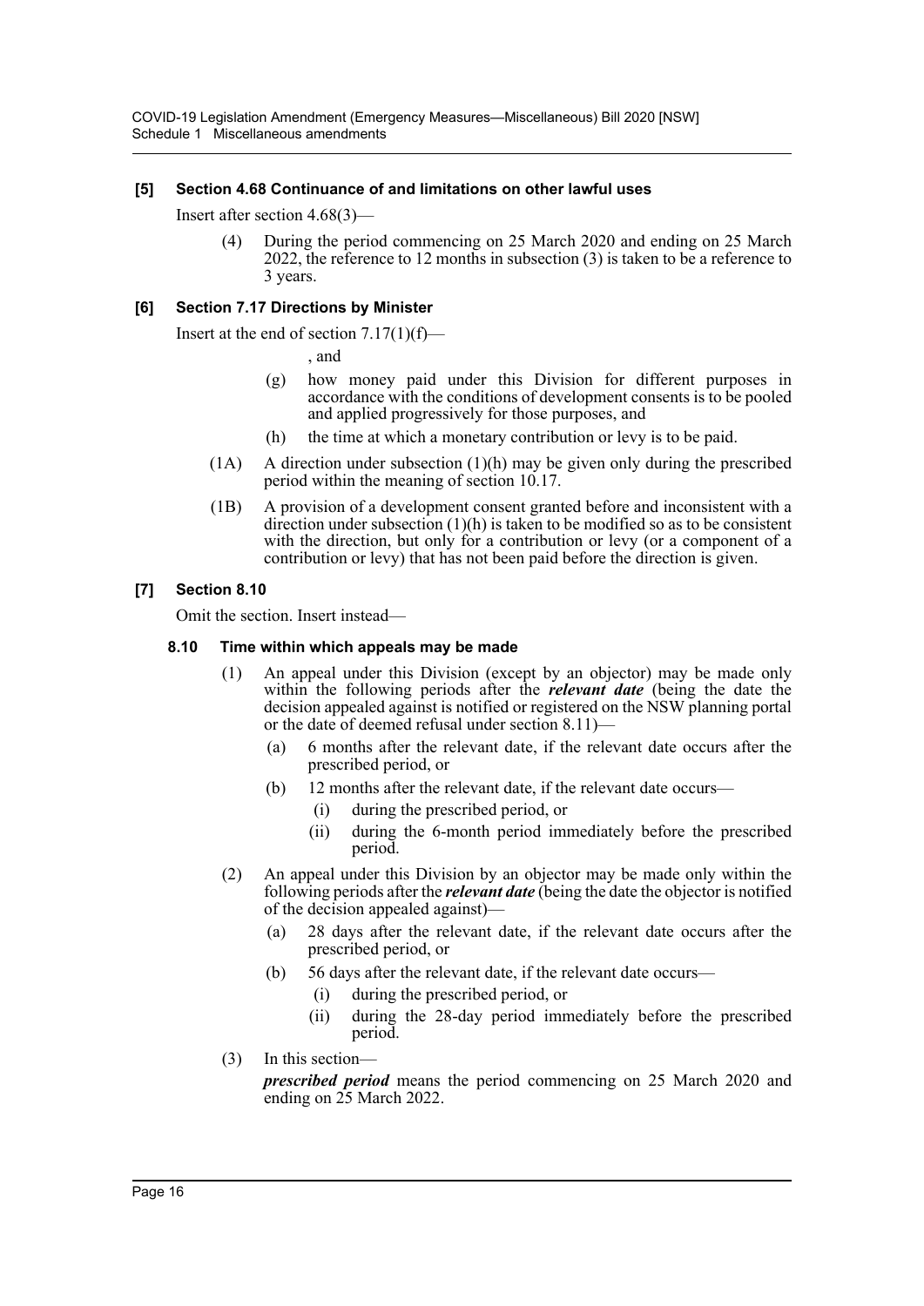### [5] Section 4.68 Continuance of and limitations on other lawful uses

Insert after section 4.68(3)—

(4) During the period commencing on 25 March 2020 and ending on 25 March 2022, the reference to 12 months in subsection (3) is taken to be a reference to 3 years.

### [6] Section 7.17 Directions by Minister

Insert at the end of section 7.17(1)(f)—

, and

(g) how money paid under this Division for different purposes in accordance with the conditions of development consents is to be pooled and applied progressively for those purposes, and

(h) the time at which a monetary contribution or levy is to be paid.

(1A) A direction under subsection (1)(h) may be given only during the prescribed period within the meaning of section 10.17.

(1B) A provision of a development consent granted before and inconsistent with a direction under subsection (1)(h) is taken to be modified so as to be consistent with the direction, but only for a contribution or levy (or a component of a contribution or levy) that has not been paid before the direction is given.

### [7] Section 8.10

Omit the section. Insert instead—

#### 8.10 Time within which appeals may be made

(1) An appeal under this Division (except by an objector) may be made only within the following periods after the ***relevant date*** (being the date the decision appealed against is notified or registered on the NSW planning portal or the date of deemed refusal under section 8.11)—

(a) 6 months after the relevant date, if the relevant date occurs after the prescribed period, or

(b) 12 months after the relevant date, if the relevant date occurs—

(i) during the prescribed period, or

(ii) during the 6-month period immediately before the prescribed period.

(2) An appeal under this Division by an objector may be made only within the following periods after the ***relevant date*** (being the date the objector is notified of the decision appealed against)—

(a) 28 days after the relevant date, if the relevant date occurs after the prescribed period, or

(b) 56 days after the relevant date, if the relevant date occurs—

(i) during the prescribed period, or

(ii) during the 28-day period immediately before the prescribed period.

(3) In this section—

***prescribed period*** means the period commencing on 25 March 2020 and ending on 25 March 2022.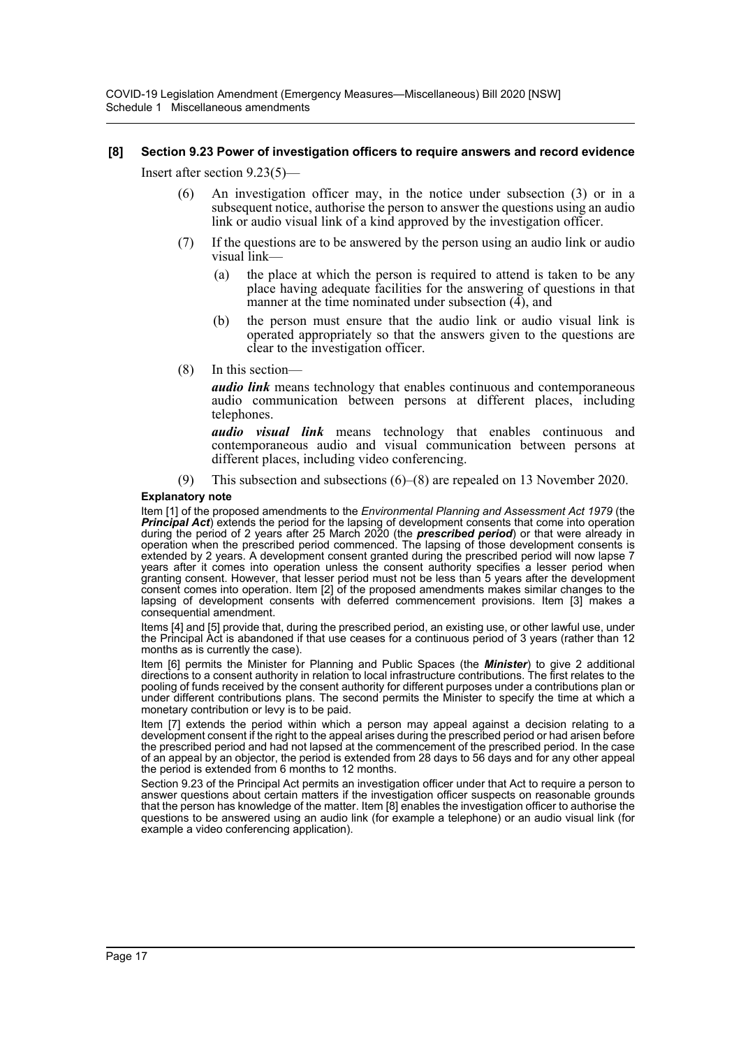### [8] Section 9.23 Power of investigation officers to require answers and record evidence

Insert after section 9.23(5)—

(6) An investigation officer may, in the notice under subsection (3) or in a subsequent notice, authorise the person to answer the questions using an audio link or audio visual link of a kind approved by the investigation officer.

(7) If the questions are to be answered by the person using an audio link or audio visual link—

(a) the place at which the person is required to attend is taken to be any place having adequate facilities for the answering of questions in that manner at the time nominated under subsection (4), and

(b) the person must ensure that the audio link or audio visual link is operated appropriately so that the answers given to the questions are clear to the investigation officer.

(8) In this section—

***audio link*** means technology that enables continuous and contemporaneous audio communication between persons at different places, including telephones.

***audio visual link*** means technology that enables continuous and contemporaneous audio and visual communication between persons at different places, including video conferencing.

(9) This subsection and subsections (6)–(8) are repealed on 13 November 2020.

**Explanatory note**

Item [1] of the proposed amendments to the *Environmental Planning and Assessment Act 1979* (the ***Principal Act***) extends the period for the lapsing of development consents that come into operation during the period of 2 years after 25 March 2020 (the ***prescribed period***) or that were already in operation when the prescribed period commenced. The lapsing of those development consents is extended by 2 years. A development consent granted during the prescribed period will now lapse 7 years after it comes into operation unless the consent authority specifies a lesser period when granting consent. However, that lesser period must not be less than 5 years after the development consent comes into operation. Item [2] of the proposed amendments makes similar changes to the lapsing of development consents with deferred commencement provisions. Item [3] makes a consequential amendment.

Items [4] and [5] provide that, during the prescribed period, an existing use, or other lawful use, under the Principal Act is abandoned if that use ceases for a continuous period of 3 years (rather than 12 months as is currently the case).

Item [6] permits the Minister for Planning and Public Spaces (the ***Minister***) to give 2 additional directions to a consent authority in relation to local infrastructure contributions. The first relates to the pooling of funds received by the consent authority for different purposes under a contributions plan or under different contributions plans. The second permits the Minister to specify the time at which a monetary contribution or levy is to be paid.

Item [7] extends the period within which a person may appeal against a decision relating to a development consent if the right to the appeal arises during the prescribed period or had arisen before the prescribed period and had not lapsed at the commencement of the prescribed period. In the case of an appeal by an objector, the period is extended from 28 days to 56 days and for any other appeal the period is extended from 6 months to 12 months.

Section 9.23 of the Principal Act permits an investigation officer under that Act to require a person to answer questions about certain matters if the investigation officer suspects on reasonable grounds that the person has knowledge of the matter. Item [8] enables the investigation officer to authorise the questions to be answered using an audio link (for example a telephone) or an audio visual link (for example a video conferencing application).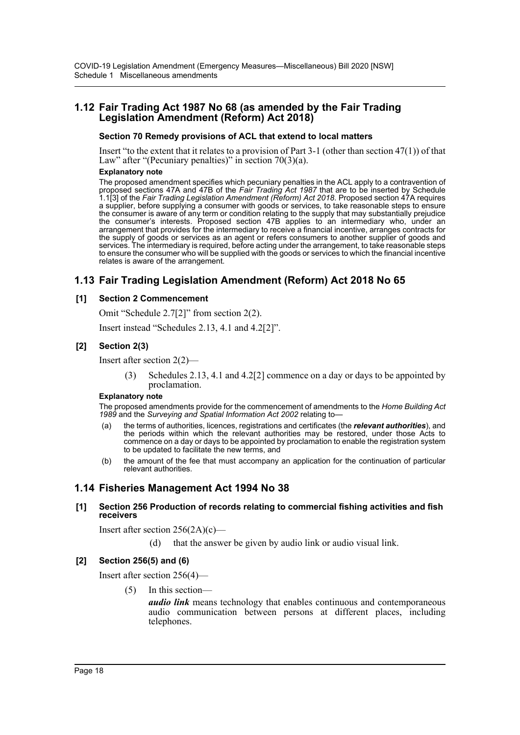## 1.12 Fair Trading Act 1987 No 68 (as amended by the Fair Trading Legislation Amendment (Reform) Act 2018)

**Section 70 Remedy provisions of ACL that extend to local matters**

Insert "to the extent that it relates to a provision of Part 3-1 (other than section 47(1)) of that Law" after "(Pecuniary penalties)" in section 70(3)(a).

**Explanatory note**

The proposed amendment specifies which pecuniary penalties in the ACL apply to a contravention of proposed sections 47A and 47B of the *Fair Trading Act 1987* that are to be inserted by Schedule 1.1[3] of the *Fair Trading Legislation Amendment (Reform) Act 2018*. Proposed section 47A requires a supplier, before supplying a consumer with goods or services, to take reasonable steps to ensure the consumer is aware of any term or condition relating to the supply that may substantially prejudice the consumer's interests. Proposed section 47B applies to an intermediary who, under an arrangement that provides for the intermediary to receive a financial incentive, arranges contracts for the supply of goods or services as an agent or refers consumers to another supplier of goods and services. The intermediary is required, before acting under the arrangement, to take reasonable steps to ensure the consumer who will be supplied with the goods or services to which the financial incentive relates is aware of the arrangement.

## 1.13 Fair Trading Legislation Amendment (Reform) Act 2018 No 65

**[1] Section 2 Commencement**

Omit "Schedule 2.7[2]" from section 2(2).

Insert instead "Schedules 2.13, 4.1 and 4.2[2]".

**[2] Section 2(3)**

Insert after section 2(2)—

(3) Schedules 2.13, 4.1 and 4.2[2] commence on a day or days to be appointed by proclamation.

**Explanatory note**

The proposed amendments provide for the commencement of amendments to the *Home Building Act 1989* and the *Surveying and Spatial Information Act 2002* relating to—

(a) the terms of authorities, licences, registrations and certificates (the ***relevant authorities***), and the periods within which the relevant authorities may be restored, under those Acts to commence on a day or days to be appointed by proclamation to enable the registration system to be updated to facilitate the new terms, and

(b) the amount of the fee that must accompany an application for the continuation of particular relevant authorities.

## 1.14 Fisheries Management Act 1994 No 38

**[1] Section 256 Production of records relating to commercial fishing activities and fish receivers**

Insert after section 256(2A)(c)—

(d) that the answer be given by audio link or audio visual link.

**[2] Section 256(5) and (6)**

Insert after section 256(4)—

(5) In this section—

***audio link*** means technology that enables continuous and contemporaneous audio communication between persons at different places, including telephones.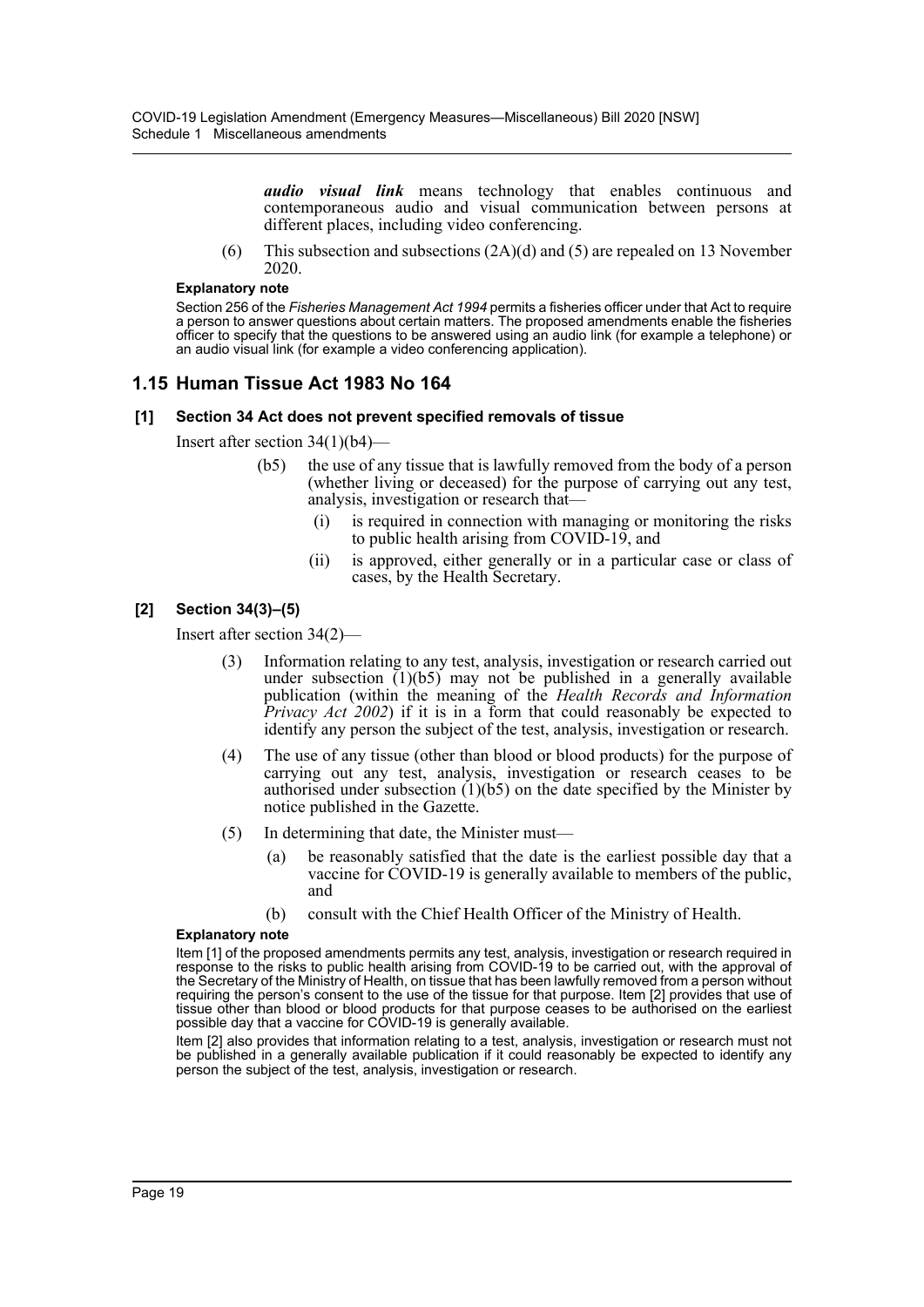***audio visual link*** means technology that enables continuous and contemporaneous audio and visual communication between persons at different places, including video conferencing.

(6) This subsection and subsections (2A)(d) and (5) are repealed on 13 November 2020.

**Explanatory note**

Section 256 of the *Fisheries Management Act 1994* permits a fisheries officer under that Act to require a person to answer questions about certain matters. The proposed amendments enable the fisheries officer to specify that the questions to be answered using an audio link (for example a telephone) or an audio visual link (for example a video conferencing application).

## 1.15 Human Tissue Act 1983 No 164

### [1] Section 34 Act does not prevent specified removals of tissue

Insert after section 34(1)(b4)—

(b5) the use of any tissue that is lawfully removed from the body of a person (whether living or deceased) for the purpose of carrying out any test, analysis, investigation or research that—

(i) is required in connection with managing or monitoring the risks to public health arising from COVID-19, and

(ii) is approved, either generally or in a particular case or class of cases, by the Health Secretary.

### [2] Section 34(3)–(5)

Insert after section 34(2)—

(3) Information relating to any test, analysis, investigation or research carried out under subsection (1)(b5) may not be published in a generally available publication (within the meaning of the *Health Records and Information Privacy Act 2002*) if it is in a form that could reasonably be expected to identify any person the subject of the test, analysis, investigation or research.

(4) The use of any tissue (other than blood or blood products) for the purpose of carrying out any test, analysis, investigation or research ceases to be authorised under subsection (1)(b5) on the date specified by the Minister by notice published in the Gazette.

(5) In determining that date, the Minister must—

(a) be reasonably satisfied that the date is the earliest possible day that a vaccine for COVID-19 is generally available to members of the public, and

(b) consult with the Chief Health Officer of the Ministry of Health.

**Explanatory note**

Item [1] of the proposed amendments permits any test, analysis, investigation or research required in response to the risks to public health arising from COVID-19 to be carried out, with the approval of the Secretary of the Ministry of Health, on tissue that has been lawfully removed from a person without requiring the person's consent to the use of the tissue for that purpose. Item [2] provides that use of tissue other than blood or blood products for that purpose ceases to be authorised on the earliest possible day that a vaccine for COVID-19 is generally available.

Item [2] also provides that information relating to a test, analysis, investigation or research must not be published in a generally available publication if it could reasonably be expected to identify any person the subject of the test, analysis, investigation or research.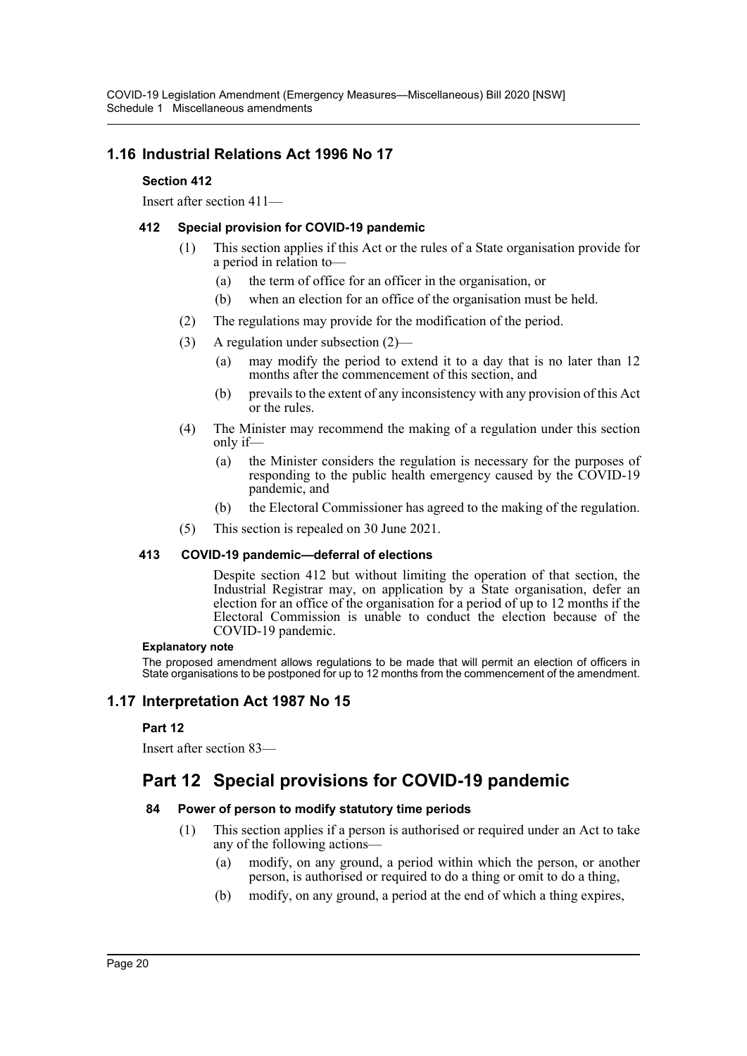## 1.16 Industrial Relations Act 1996 No 17

### Section 412

Insert after section 411—

#### 412 Special provision for COVID-19 pandemic

(1) This section applies if this Act or the rules of a State organisation provide for a period in relation to—

- (a) the term of office for an officer in the organisation, or
- (b) when an election for an office of the organisation must be held.

(2) The regulations may provide for the modification of the period.

(3) A regulation under subsection (2)—

- (a) may modify the period to extend it to a day that is no later than 12 months after the commencement of this section, and
- (b) prevails to the extent of any inconsistency with any provision of this Act or the rules.

(4) The Minister may recommend the making of a regulation under this section only if—

- (a) the Minister considers the regulation is necessary for the purposes of responding to the public health emergency caused by the COVID-19 pandemic, and
- (b) the Electoral Commissioner has agreed to the making of the regulation.

(5) This section is repealed on 30 June 2021.

#### 413 COVID-19 pandemic—deferral of elections

Despite section 412 but without limiting the operation of that section, the Industrial Registrar may, on application by a State organisation, defer an election for an office of the organisation for a period of up to 12 months if the Electoral Commission is unable to conduct the election because of the COVID-19 pandemic.

**Explanatory note**

The proposed amendment allows regulations to be made that will permit an election of officers in State organisations to be postponed for up to 12 months from the commencement of the amendment.

## 1.17 Interpretation Act 1987 No 15

### Part 12

Insert after section 83—

# Part 12 Special provisions for COVID-19 pandemic

#### 84 Power of person to modify statutory time periods

(1) This section applies if a person is authorised or required under an Act to take any of the following actions—

- (a) modify, on any ground, a period within which the person, or another person, is authorised or required to do a thing or omit to do a thing,
- (b) modify, on any ground, a period at the end of which a thing expires,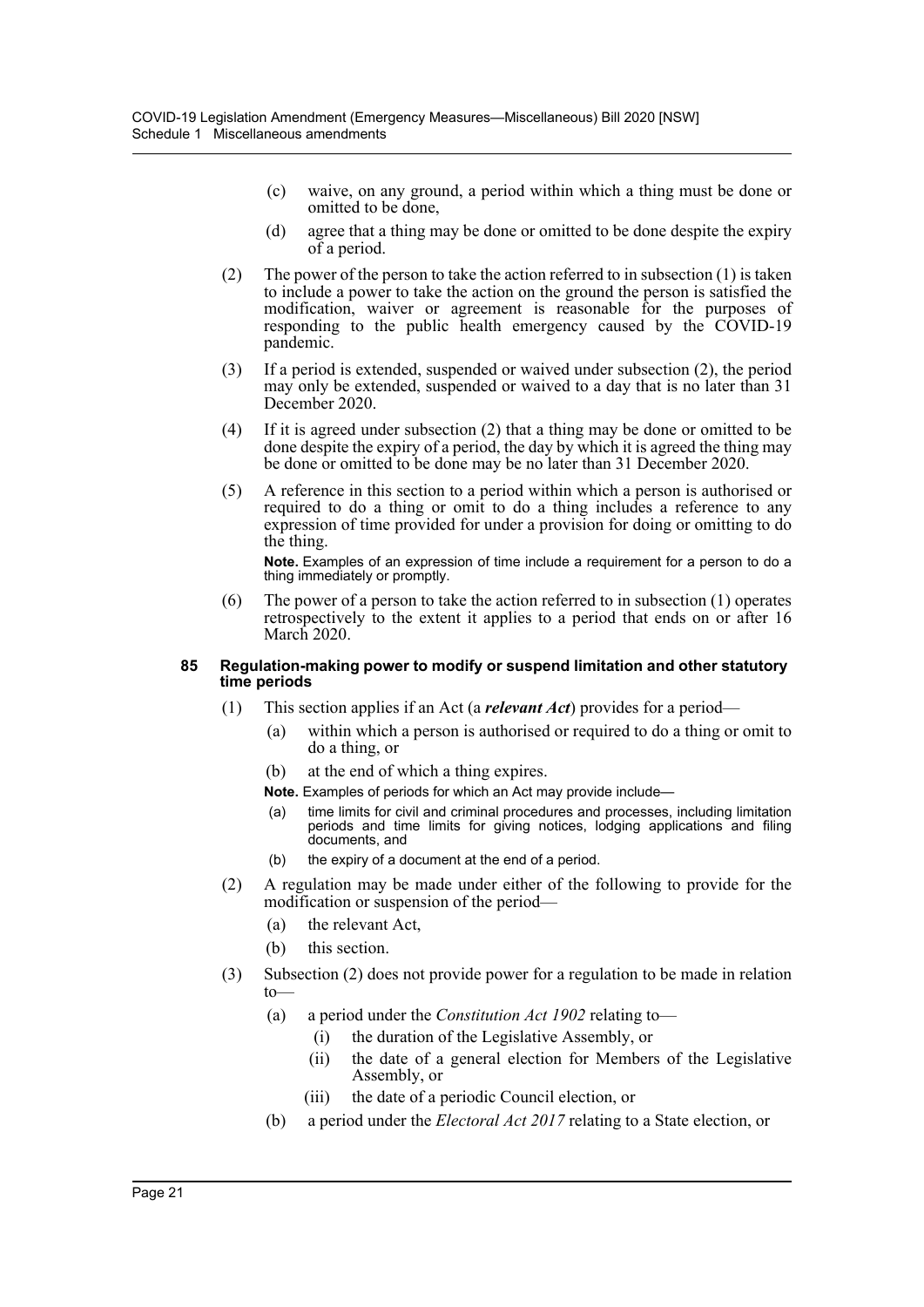(c) waive, on any ground, a period within which a thing must be done or omitted to be done,

(d) agree that a thing may be done or omitted to be done despite the expiry of a period.

(2) The power of the person to take the action referred to in subsection (1) is taken to include a power to take the action on the ground the person is satisfied the modification, waiver or agreement is reasonable for the purposes of responding to the public health emergency caused by the COVID-19 pandemic.

(3) If a period is extended, suspended or waived under subsection (2), the period may only be extended, suspended or waived to a day that is no later than 31 December 2020.

(4) If it is agreed under subsection (2) that a thing may be done or omitted to be done despite the expiry of a period, the day by which it is agreed the thing may be done or omitted to be done may be no later than 31 December 2020.

(5) A reference in this section to a period within which a person is authorised or required to do a thing or omit to do a thing includes a reference to any expression of time provided for under a provision for doing or omitting to do the thing.

**Note.** Examples of an expression of time include a requirement for a person to do a thing immediately or promptly.

(6) The power of a person to take the action referred to in subsection (1) operates retrospectively to the extent it applies to a period that ends on or after 16 March 2020.

#### 85 Regulation-making power to modify or suspend limitation and other statutory time periods

(1) This section applies if an Act (a ***relevant Act***) provides for a period—

(a) within which a person is authorised or required to do a thing or omit to do a thing, or

(b) at the end of which a thing expires.

**Note.** Examples of periods for which an Act may provide include—

(a) time limits for civil and criminal procedures and processes, including limitation periods and time limits for giving notices, lodging applications and filing documents, and

(b) the expiry of a document at the end of a period.

(2) A regulation may be made under either of the following to provide for the modification or suspension of the period—

(a) the relevant Act,

(b) this section.

(3) Subsection (2) does not provide power for a regulation to be made in relation to—

(a) a period under the *Constitution Act 1902* relating to—

(i) the duration of the Legislative Assembly, or

(ii) the date of a general election for Members of the Legislative Assembly, or

(iii) the date of a periodic Council election, or

(b) a period under the *Electoral Act 2017* relating to a State election, or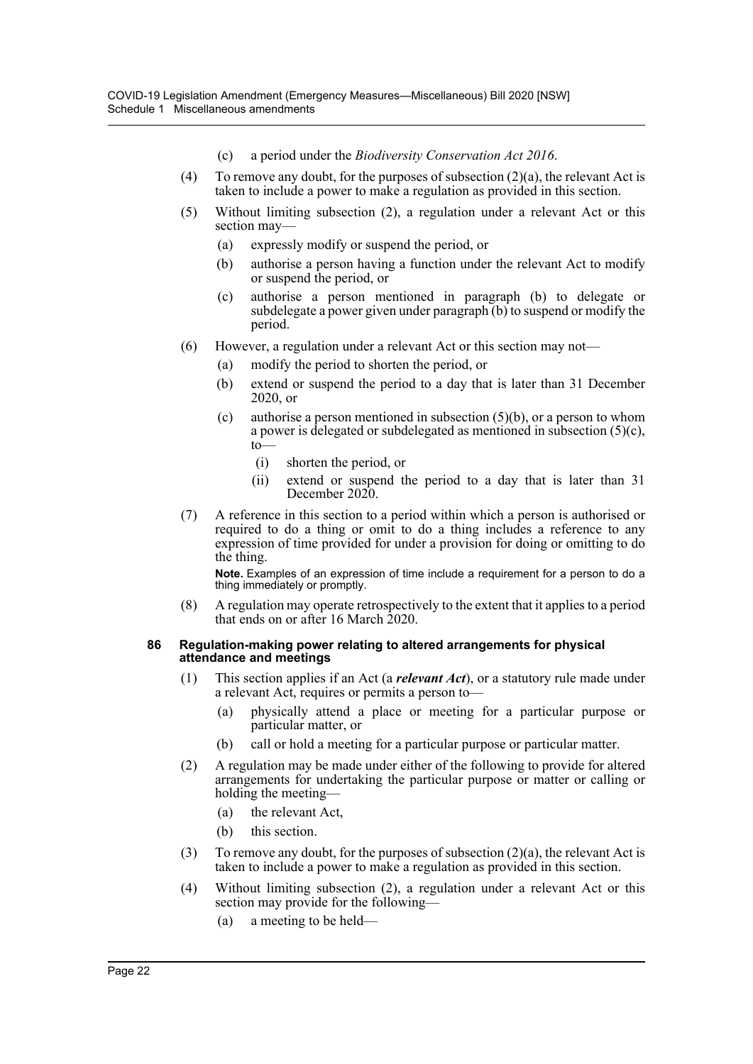(c) a period under the *Biodiversity Conservation Act 2016*.

(4) To remove any doubt, for the purposes of subsection (2)(a), the relevant Act is taken to include a power to make a regulation as provided in this section.

(5) Without limiting subsection (2), a regulation under a relevant Act or this section may—

(a) expressly modify or suspend the period, or

(b) authorise a person having a function under the relevant Act to modify or suspend the period, or

(c) authorise a person mentioned in paragraph (b) to delegate or subdelegate a power given under paragraph (b) to suspend or modify the period.

(6) However, a regulation under a relevant Act or this section may not—

(a) modify the period to shorten the period, or

(b) extend or suspend the period to a day that is later than 31 December 2020, or

(c) authorise a person mentioned in subsection (5)(b), or a person to whom a power is delegated or subdelegated as mentioned in subsection (5)(c), to—

(i) shorten the period, or

(ii) extend or suspend the period to a day that is later than 31 December 2020.

(7) A reference in this section to a period within which a person is authorised or required to do a thing or omit to do a thing includes a reference to any expression of time provided for under a provision for doing or omitting to do the thing.

**Note.** Examples of an expression of time include a requirement for a person to do a thing immediately or promptly.

(8) A regulation may operate retrospectively to the extent that it applies to a period that ends on or after 16 March 2020.

**86 Regulation-making power relating to altered arrangements for physical attendance and meetings**

(1) This section applies if an Act (a ***relevant Act***), or a statutory rule made under a relevant Act, requires or permits a person to—

(a) physically attend a place or meeting for a particular purpose or particular matter, or

(b) call or hold a meeting for a particular purpose or particular matter.

(2) A regulation may be made under either of the following to provide for altered arrangements for undertaking the particular purpose or matter or calling or holding the meeting—

(a) the relevant Act,

(b) this section.

(3) To remove any doubt, for the purposes of subsection (2)(a), the relevant Act is taken to include a power to make a regulation as provided in this section.

(4) Without limiting subsection (2), a regulation under a relevant Act or this section may provide for the following—

(a) a meeting to be held—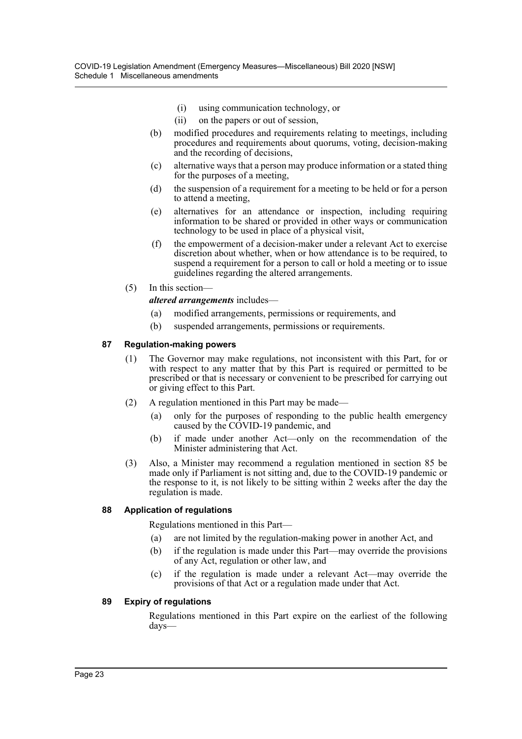(i) using communication technology, or

(ii) on the papers or out of session,

(b) modified procedures and requirements relating to meetings, including procedures and requirements about quorums, voting, decision-making and the recording of decisions,

(c) alternative ways that a person may produce information or a stated thing for the purposes of a meeting,

(d) the suspension of a requirement for a meeting to be held or for a person to attend a meeting,

(e) alternatives for an attendance or inspection, including requiring information to be shared or provided in other ways or communication technology to be used in place of a physical visit,

(f) the empowerment of a decision-maker under a relevant Act to exercise discretion about whether, when or how attendance is to be required, to suspend a requirement for a person to call or hold a meeting or to issue guidelines regarding the altered arrangements.

(5) In this section—

***altered arrangements*** includes—

(a) modified arrangements, permissions or requirements, and

(b) suspended arrangements, permissions or requirements.

#### 87 Regulation-making powers

(1) The Governor may make regulations, not inconsistent with this Part, for or with respect to any matter that by this Part is required or permitted to be prescribed or that is necessary or convenient to be prescribed for carrying out or giving effect to this Part.

(2) A regulation mentioned in this Part may be made—

(a) only for the purposes of responding to the public health emergency caused by the COVID-19 pandemic, and

(b) if made under another Act—only on the recommendation of the Minister administering that Act.

(3) Also, a Minister may recommend a regulation mentioned in section 85 be made only if Parliament is not sitting and, due to the COVID-19 pandemic or the response to it, is not likely to be sitting within 2 weeks after the day the regulation is made.

#### 88 Application of regulations

Regulations mentioned in this Part—

(a) are not limited by the regulation-making power in another Act, and

(b) if the regulation is made under this Part—may override the provisions of any Act, regulation or other law, and

(c) if the regulation is made under a relevant Act—may override the provisions of that Act or a regulation made under that Act.

#### 89 Expiry of regulations

Regulations mentioned in this Part expire on the earliest of the following days—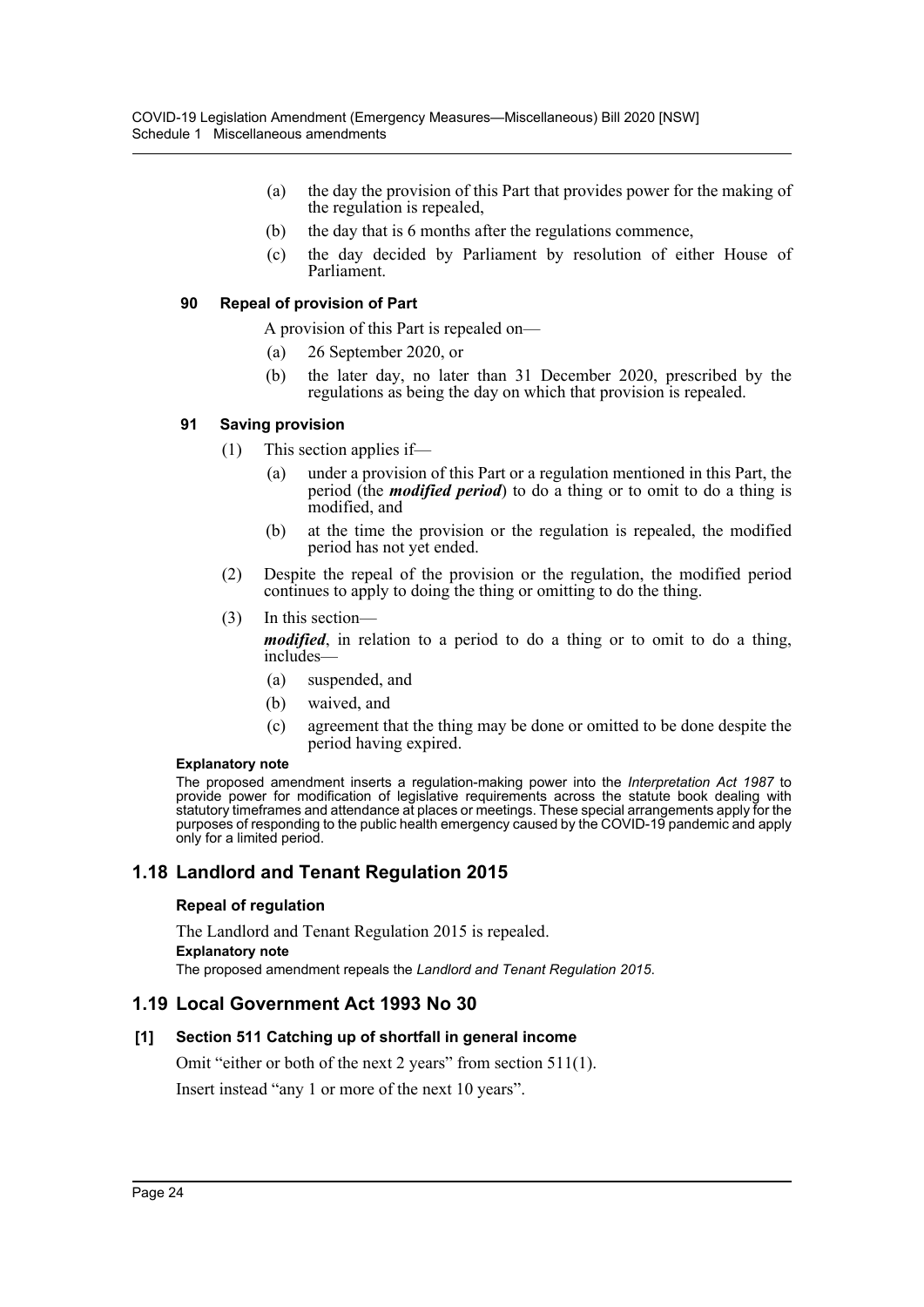(a) the day the provision of this Part that provides power for the making of the regulation is repealed,

(b) the day that is 6 months after the regulations commence,

(c) the day decided by Parliament by resolution of either House of Parliament.

#### 90 Repeal of provision of Part

A provision of this Part is repealed on—

(a) 26 September 2020, or

(b) the later day, no later than 31 December 2020, prescribed by the regulations as being the day on which that provision is repealed.

#### 91 Saving provision

(1) This section applies if—

(a) under a provision of this Part or a regulation mentioned in this Part, the period (the ***modified period***) to do a thing or to omit to do a thing is modified, and

(b) at the time the provision or the regulation is repealed, the modified period has not yet ended.

(2) Despite the repeal of the provision or the regulation, the modified period continues to apply to doing the thing or omitting to do the thing.

(3) In this section—

***modified***, in relation to a period to do a thing or to omit to do a thing, includes—

(a) suspended, and

(b) waived, and

(c) agreement that the thing may be done or omitted to be done despite the period having expired.

**Explanatory note**

The proposed amendment inserts a regulation-making power into the *Interpretation Act 1987* to provide power for modification of legislative requirements across the statute book dealing with statutory timeframes and attendance at places or meetings. These special arrangements apply for the purposes of responding to the public health emergency caused by the COVID-19 pandemic and apply only for a limited period.

## 1.18 Landlord and Tenant Regulation 2015

#### Repeal of regulation

The Landlord and Tenant Regulation 2015 is repealed.

**Explanatory note**

The proposed amendment repeals the *Landlord and Tenant Regulation 2015*.

## 1.19 Local Government Act 1993 No 30

#### [1] Section 511 Catching up of shortfall in general income

Omit "either or both of the next 2 years" from section 511(1).

Insert instead "any 1 or more of the next 10 years".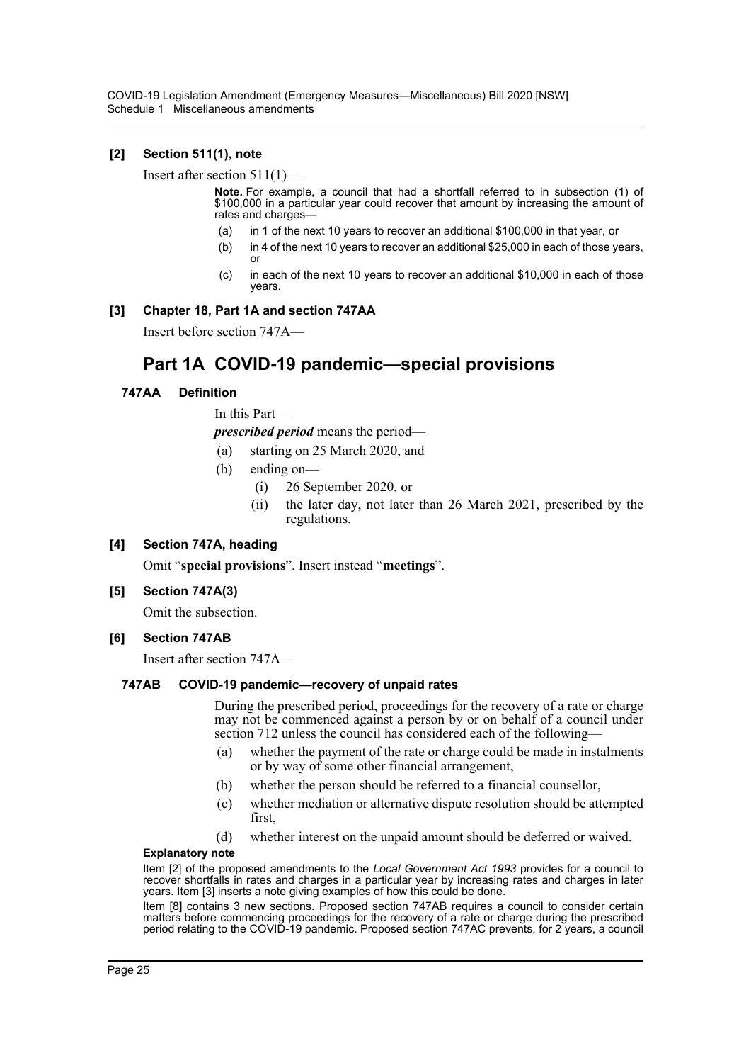**[2] Section 511(1), note**

Insert after section 511(1)—

> **Note.** For example, a council that had a shortfall referred to in subsection (1) of $100,000 in a particular year could recover that amount by increasing the amount of rates and charges—
>
> (a) in 1 of the next 10 years to recover an additional $100,000 in that year, or
>
> (b) in 4 of the next 10 years to recover an additional $25,000 in each of those years, or
>
> (c) in each of the next 10 years to recover an additional $10,000 in each of those years.

**[3] Chapter 18, Part 1A and section 747AA**

Insert before section 747A—

## Part 1A COVID-19 pandemic—special provisions

### 747AA Definition

In this Part—

***prescribed period*** means the period—

(a) starting on 25 March 2020, and

(b) ending on—

(i) 26 September 2020, or

(ii) the later day, not later than 26 March 2021, prescribed by the regulations.

**[4] Section 747A, heading**

Omit "**special provisions**". Insert instead "**meetings**".

**[5] Section 747A(3)**

Omit the subsection.

**[6] Section 747AB**

Insert after section 747A—

### 747AB COVID-19 pandemic—recovery of unpaid rates

During the prescribed period, proceedings for the recovery of a rate or charge may not be commenced against a person by or on behalf of a council under section 712 unless the council has considered each of the following—

(a) whether the payment of the rate or charge could be made in instalments or by way of some other financial arrangement,

(b) whether the person should be referred to a financial counsellor,

(c) whether mediation or alternative dispute resolution should be attempted first,

(d) whether interest on the unpaid amount should be deferred or waived.

**Explanatory note**

Item [2] of the proposed amendments to the *Local Government Act 1993* provides for a council to recover shortfalls in rates and charges in a particular year by increasing rates and charges in later years. Item [3] inserts a note giving examples of how this could be done.

Item [8] contains 3 new sections. Proposed section 747AB requires a council to consider certain matters before commencing proceedings for the recovery of a rate or charge during the prescribed period relating to the COVID-19 pandemic. Proposed section 747AC prevents, for 2 years, a council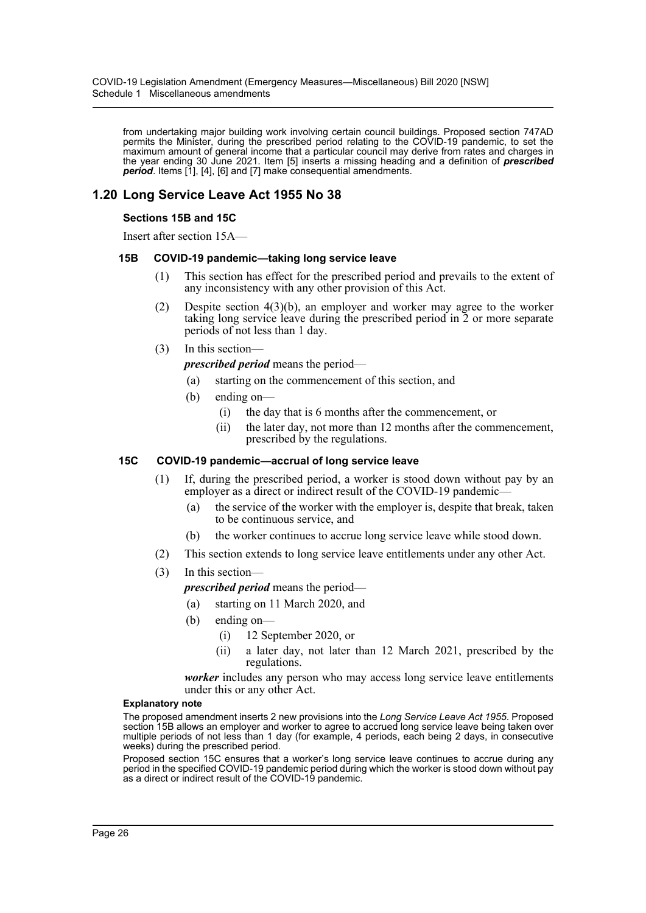from undertaking major building work involving certain council buildings. Proposed section 747AD permits the Minister, during the prescribed period relating to the COVID-19 pandemic, to set the maximum amount of general income that a particular council may derive from rates and charges in the year ending 30 June 2021. Item [5] inserts a missing heading and a definition of ***prescribed period***. Items [1], [4], [6] and [7] make consequential amendments.

## 1.20 Long Service Leave Act 1955 No 38

### Sections 15B and 15C

Insert after section 15A—

#### 15B COVID-19 pandemic—taking long service leave

(1) This section has effect for the prescribed period and prevails to the extent of any inconsistency with any other provision of this Act.

(2) Despite section 4(3)(b), an employer and worker may agree to the worker taking long service leave during the prescribed period in 2 or more separate periods of not less than 1 day.

(3) In this section—

***prescribed period*** means the period—

- (a) starting on the commencement of this section, and
- (b) ending on—
  - (i) the day that is 6 months after the commencement, or
  - (ii) the later day, not more than 12 months after the commencement, prescribed by the regulations.

#### 15C COVID-19 pandemic—accrual of long service leave

(1) If, during the prescribed period, a worker is stood down without pay by an employer as a direct or indirect result of the COVID-19 pandemic—

- (a) the service of the worker with the employer is, despite that break, taken to be continuous service, and
- (b) the worker continues to accrue long service leave while stood down.

(2) This section extends to long service leave entitlements under any other Act.

(3) In this section—

***prescribed period*** means the period—

- (a) starting on 11 March 2020, and
- (b) ending on—
  - (i) 12 September 2020, or
  - (ii) a later day, not later than 12 March 2021, prescribed by the regulations.

***worker*** includes any person who may access long service leave entitlements under this or any other Act.

**Explanatory note**

The proposed amendment inserts 2 new provisions into the *Long Service Leave Act 1955*. Proposed section 15B allows an employer and worker to agree to accrued long service leave being taken over multiple periods of not less than 1 day (for example, 4 periods, each being 2 days, in consecutive weeks) during the prescribed period.

Proposed section 15C ensures that a worker's long service leave continues to accrue during any period in the specified COVID-19 pandemic period during which the worker is stood down without pay as a direct or indirect result of the COVID-19 pandemic.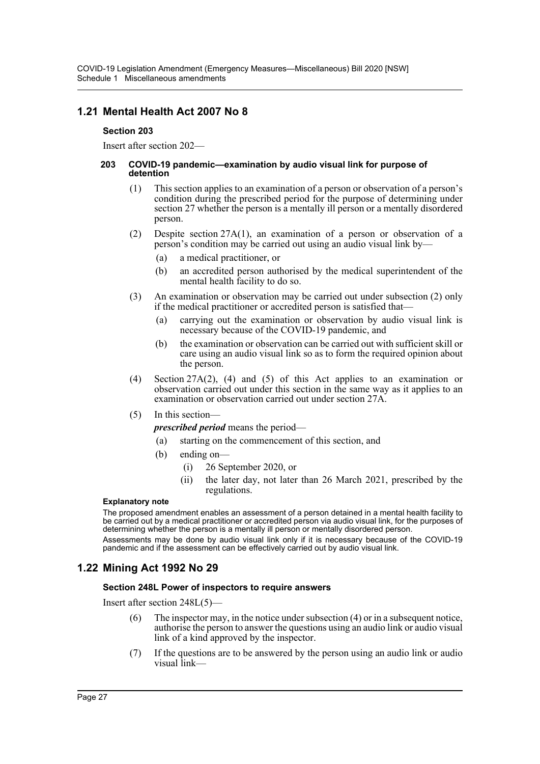## 1.21 Mental Health Act 2007 No 8

### Section 203

Insert after section 202—

#### 203 COVID-19 pandemic—examination by audio visual link for purpose of detention

(1) This section applies to an examination of a person or observation of a person's condition during the prescribed period for the purpose of determining under section 27 whether the person is a mentally ill person or a mentally disordered person.

(2) Despite section 27A(1), an examination of a person or observation of a person's condition may be carried out using an audio visual link by—

- (a) a medical practitioner, or
- (b) an accredited person authorised by the medical superintendent of the mental health facility to do so.

(3) An examination or observation may be carried out under subsection (2) only if the medical practitioner or accredited person is satisfied that—

- (a) carrying out the examination or observation by audio visual link is necessary because of the COVID-19 pandemic, and
- (b) the examination or observation can be carried out with sufficient skill or care using an audio visual link so as to form the required opinion about the person.

(4) Section 27A(2), (4) and (5) of this Act applies to an examination or observation carried out under this section in the same way as it applies to an examination or observation carried out under section 27A.

(5) In this section—

***prescribed period*** means the period—

- (a) starting on the commencement of this section, and
- (b) ending on—
  - (i) 26 September 2020, or
  - (ii) the later day, not later than 26 March 2021, prescribed by the regulations.

**Explanatory note**

The proposed amendment enables an assessment of a person detained in a mental health facility to be carried out by a medical practitioner or accredited person via audio visual link, for the purposes of determining whether the person is a mentally ill person or mentally disordered person.

Assessments may be done by audio visual link only if it is necessary because of the COVID-19 pandemic and if the assessment can be effectively carried out by audio visual link.

## 1.22 Mining Act 1992 No 29

### Section 248L Power of inspectors to require answers

Insert after section 248L(5)—

(6) The inspector may, in the notice under subsection (4) or in a subsequent notice, authorise the person to answer the questions using an audio link or audio visual link of a kind approved by the inspector.

(7) If the questions are to be answered by the person using an audio link or audio visual link—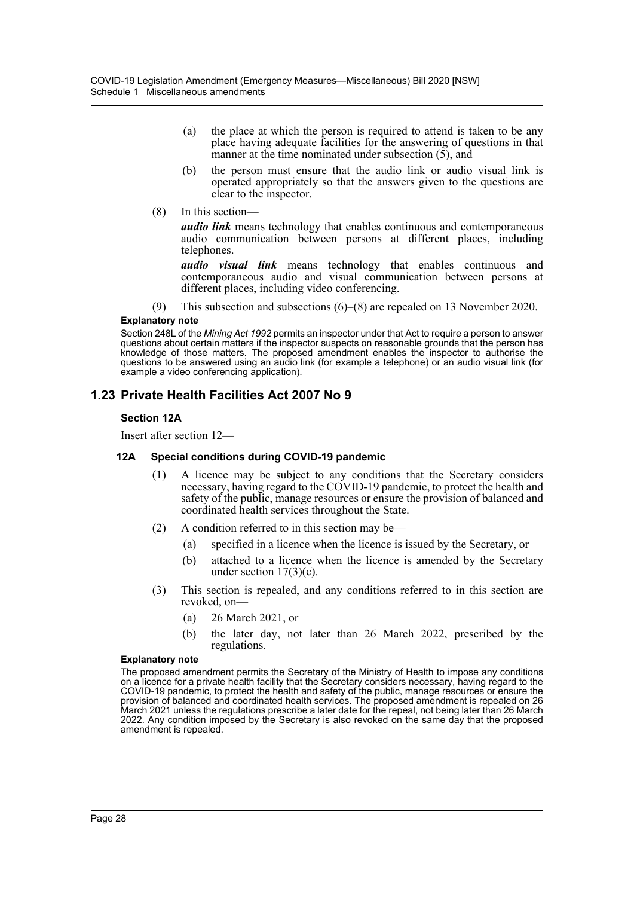(a) the place at which the person is required to attend is taken to be any place having adequate facilities for the answering of questions in that manner at the time nominated under subsection (5), and

(b) the person must ensure that the audio link or audio visual link is operated appropriately so that the answers given to the questions are clear to the inspector.

(8) In this section—

***audio link*** means technology that enables continuous and contemporaneous audio communication between persons at different places, including telephones.

***audio visual link*** means technology that enables continuous and contemporaneous audio and visual communication between persons at different places, including video conferencing.

(9) This subsection and subsections (6)–(8) are repealed on 13 November 2020.

**Explanatory note**

Section 248L of the *Mining Act 1992* permits an inspector under that Act to require a person to answer questions about certain matters if the inspector suspects on reasonable grounds that the person has knowledge of those matters. The proposed amendment enables the inspector to authorise the questions to be answered using an audio link (for example a telephone) or an audio visual link (for example a video conferencing application).

## 1.23 Private Health Facilities Act 2007 No 9

### Section 12A

Insert after section 12—

#### 12A Special conditions during COVID-19 pandemic

(1) A licence may be subject to any conditions that the Secretary considers necessary, having regard to the COVID-19 pandemic, to protect the health and safety of the public, manage resources or ensure the provision of balanced and coordinated health services throughout the State.

(2) A condition referred to in this section may be—

(a) specified in a licence when the licence is issued by the Secretary, or

(b) attached to a licence when the licence is amended by the Secretary under section 17(3)(c).

(3) This section is repealed, and any conditions referred to in this section are revoked, on—

(a) 26 March 2021, or

(b) the later day, not later than 26 March 2022, prescribed by the regulations.

**Explanatory note**

The proposed amendment permits the Secretary of the Ministry of Health to impose any conditions on a licence for a private health facility that the Secretary considers necessary, having regard to the COVID-19 pandemic, to protect the health and safety of the public, manage resources or ensure the provision of balanced and coordinated health services. The proposed amendment is repealed on 26 March 2021 unless the regulations prescribe a later date for the repeal, not being later than 26 March 2022. Any condition imposed by the Secretary is also revoked on the same day that the proposed amendment is repealed.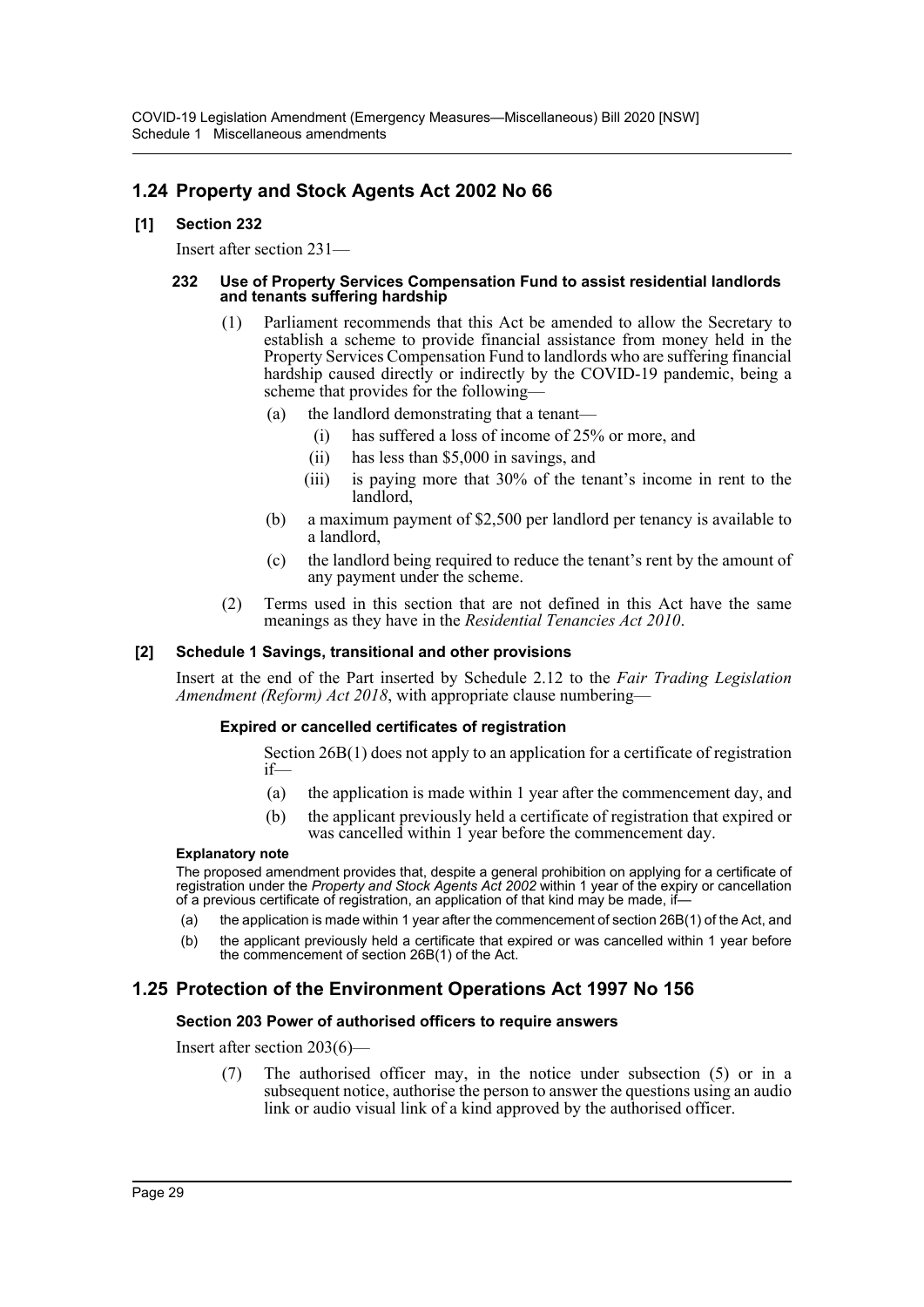## 1.24 Property and Stock Agents Act 2002 No 66

### [1] Section 232

Insert after section 231—

#### 232 Use of Property Services Compensation Fund to assist residential landlords and tenants suffering hardship

(1) Parliament recommends that this Act be amended to allow the Secretary to establish a scheme to provide financial assistance from money held in the Property Services Compensation Fund to landlords who are suffering financial hardship caused directly or indirectly by the COVID-19 pandemic, being a scheme that provides for the following—

- (a) the landlord demonstrating that a tenant—
  - (i) has suffered a loss of income of 25% or more, and
  - (ii) has less than $5,000 in savings, and
  - (iii) is paying more that 30% of the tenant's income in rent to the landlord,
- (b) a maximum payment of $2,500 per landlord per tenancy is available to a landlord,
- (c) the landlord being required to reduce the tenant's rent by the amount of any payment under the scheme.

(2) Terms used in this section that are not defined in this Act have the same meanings as they have in the *Residential Tenancies Act 2010*.

### [2] Schedule 1 Savings, transitional and other provisions

Insert at the end of the Part inserted by Schedule 2.12 to the *Fair Trading Legislation Amendment (Reform) Act 2018*, with appropriate clause numbering—

#### Expired or cancelled certificates of registration

Section 26B(1) does not apply to an application for a certificate of registration if—

- (a) the application is made within 1 year after the commencement day, and
- (b) the applicant previously held a certificate of registration that expired or was cancelled within 1 year before the commencement day.

**Explanatory note**

The proposed amendment provides that, despite a general prohibition on applying for a certificate of registration under the *Property and Stock Agents Act 2002* within 1 year of the expiry or cancellation of a previous certificate of registration, an application of that kind may be made, if—

- (a) the application is made within 1 year after the commencement of section 26B(1) of the Act, and
- (b) the applicant previously held a certificate that expired or was cancelled within 1 year before the commencement of section 26B(1) of the Act.

## 1.25 Protection of the Environment Operations Act 1997 No 156

### Section 203 Power of authorised officers to require answers

Insert after section 203(6)—

(7) The authorised officer may, in the notice under subsection (5) or in a subsequent notice, authorise the person to answer the questions using an audio link or audio visual link of a kind approved by the authorised officer.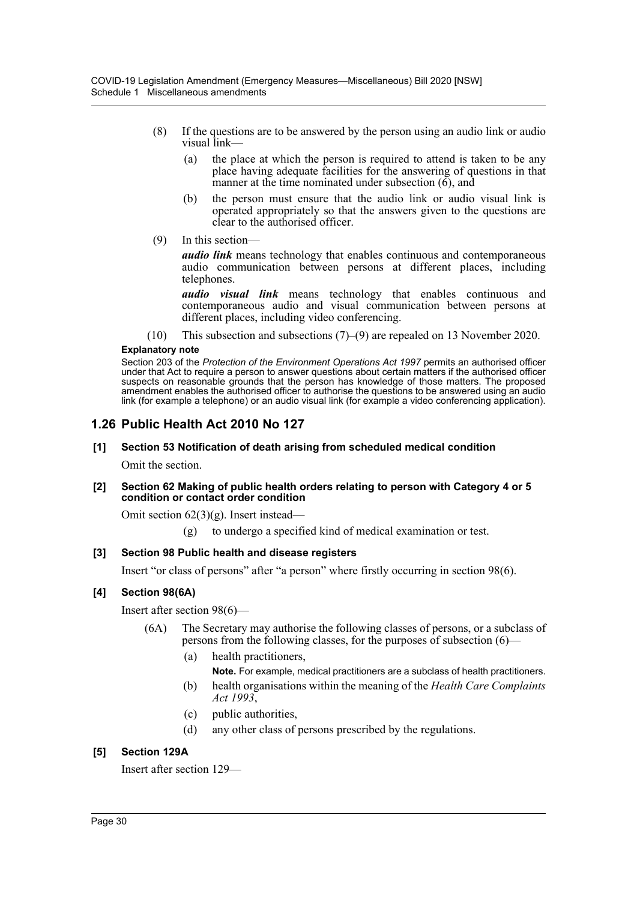(8) If the questions are to be answered by the person using an audio link or audio visual link—

(a) the place at which the person is required to attend is taken to be any place having adequate facilities for the answering of questions in that manner at the time nominated under subsection (6), and

(b) the person must ensure that the audio link or audio visual link is operated appropriately so that the answers given to the questions are clear to the authorised officer.

(9) In this section—

***audio link*** means technology that enables continuous and contemporaneous audio communication between persons at different places, including telephones.

***audio visual link*** means technology that enables continuous and contemporaneous audio and visual communication between persons at different places, including video conferencing.

(10) This subsection and subsections (7)–(9) are repealed on 13 November 2020.

**Explanatory note**

Section 203 of the *Protection of the Environment Operations Act 1997* permits an authorised officer under that Act to require a person to answer questions about certain matters if the authorised officer suspects on reasonable grounds that the person has knowledge of those matters. The proposed amendment enables the authorised officer to authorise the questions to be answered using an audio link (for example a telephone) or an audio visual link (for example a video conferencing application).

## 1.26 Public Health Act 2010 No 127

### [1] Section 53 Notification of death arising from scheduled medical condition

Omit the section.

### [2] Section 62 Making of public health orders relating to person with Category 4 or 5 condition or contact order condition

Omit section 62(3)(g). Insert instead—

(g) to undergo a specified kind of medical examination or test.

### [3] Section 98 Public health and disease registers

Insert "or class of persons" after "a person" where firstly occurring in section 98(6).

### [4] Section 98(6A)

Insert after section 98(6)—

(6A) The Secretary may authorise the following classes of persons, or a subclass of persons from the following classes, for the purposes of subsection (6)—

(a) health practitioners,

**Note.** For example, medical practitioners are a subclass of health practitioners.

(b) health organisations within the meaning of the *Health Care Complaints Act 1993*,

(c) public authorities,

(d) any other class of persons prescribed by the regulations.

### [5] Section 129A

Insert after section 129—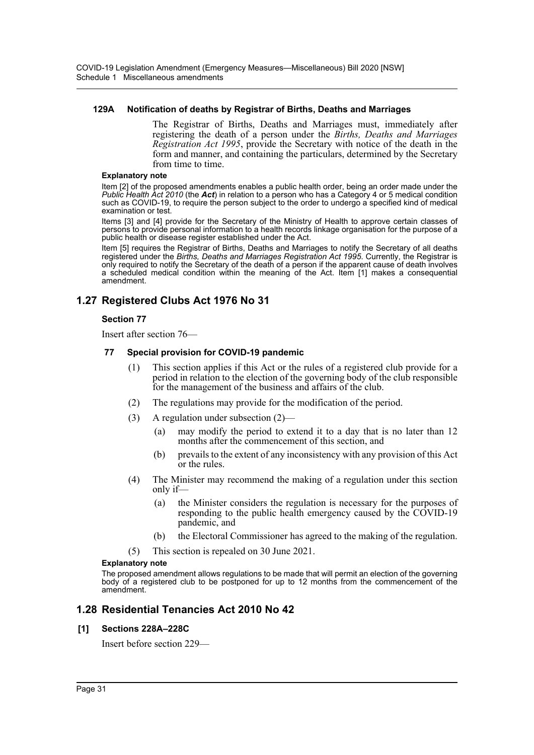#### 129A Notification of deaths by Registrar of Births, Deaths and Marriages

The Registrar of Births, Deaths and Marriages must, immediately after registering the death of a person under the *Births, Deaths and Marriages Registration Act 1995*, provide the Secretary with notice of the death in the form and manner, and containing the particulars, determined by the Secretary from time to time.

**Explanatory note**

Item [2] of the proposed amendments enables a public health order, being an order made under the *Public Health Act 2010* (the ***Act***) in relation to a person who has a Category 4 or 5 medical condition such as COVID-19, to require the person subject to the order to undergo a specified kind of medical examination or test.

Items [3] and [4] provide for the Secretary of the Ministry of Health to approve certain classes of persons to provide personal information to a health records linkage organisation for the purpose of a public health or disease register established under the Act.

Item [5] requires the Registrar of Births, Deaths and Marriages to notify the Secretary of all deaths registered under the *Births, Deaths and Marriages Registration Act 1995*. Currently, the Registrar is only required to notify the Secretary of the death of a person if the apparent cause of death involves a scheduled medical condition within the meaning of the Act. Item [1] makes a consequential amendment.

## 1.27 Registered Clubs Act 1976 No 31

### Section 77

Insert after section 76—

#### 77 Special provision for COVID-19 pandemic

(1) This section applies if this Act or the rules of a registered club provide for a period in relation to the election of the governing body of the club responsible for the management of the business and affairs of the club.

(2) The regulations may provide for the modification of the period.

(3) A regulation under subsection (2)—

- (a) may modify the period to extend it to a day that is no later than 12 months after the commencement of this section, and
- (b) prevails to the extent of any inconsistency with any provision of this Act or the rules.

(4) The Minister may recommend the making of a regulation under this section only if—

- (a) the Minister considers the regulation is necessary for the purposes of responding to the public health emergency caused by the COVID-19 pandemic, and
- (b) the Electoral Commissioner has agreed to the making of the regulation.

(5) This section is repealed on 30 June 2021.

**Explanatory note**

The proposed amendment allows regulations to be made that will permit an election of the governing body of a registered club to be postponed for up to 12 months from the commencement of the amendment.

## 1.28 Residential Tenancies Act 2010 No 42

### [1] Sections 228A–228C

Insert before section 229—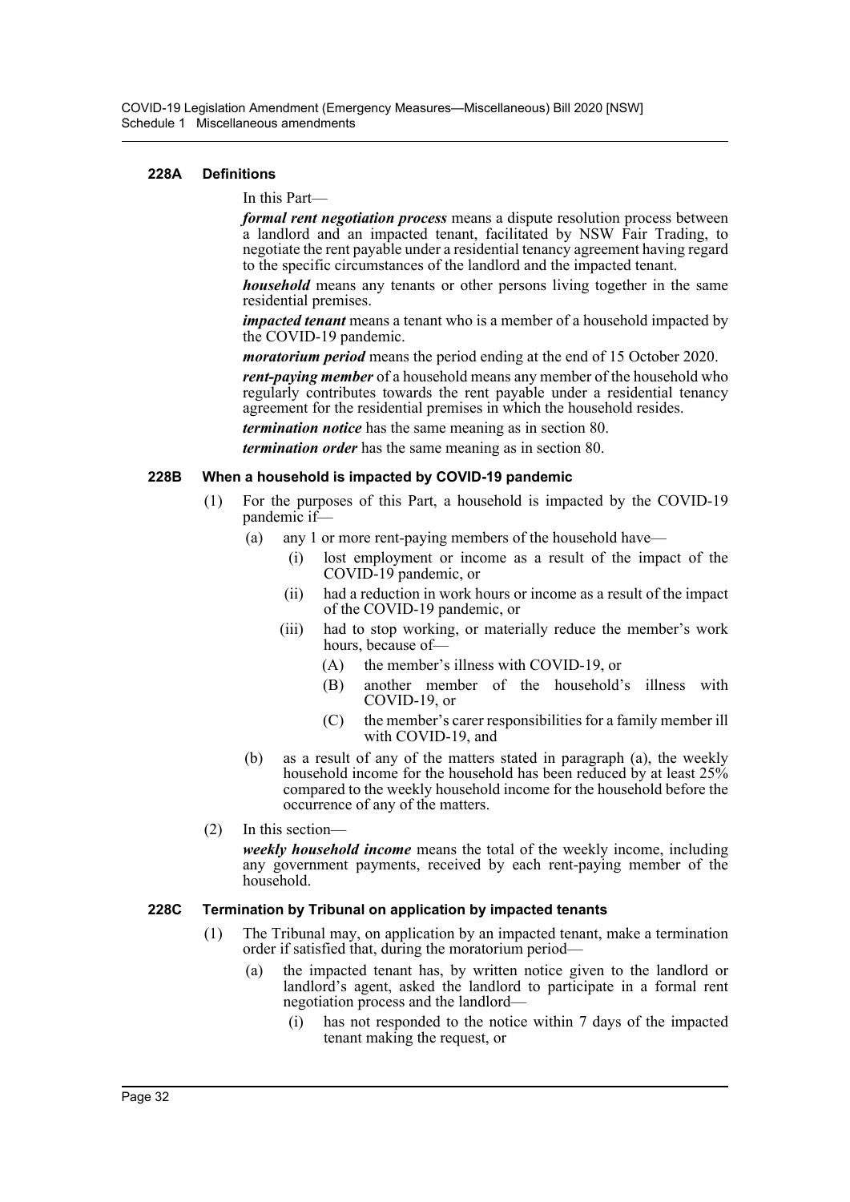### 228A Definitions

In this Part—

***formal rent negotiation process*** means a dispute resolution process between a landlord and an impacted tenant, facilitated by NSW Fair Trading, to negotiate the rent payable under a residential tenancy agreement having regard to the specific circumstances of the landlord and the impacted tenant.

***household*** means any tenants or other persons living together in the same residential premises.

***impacted tenant*** means a tenant who is a member of a household impacted by the COVID-19 pandemic.

***moratorium period*** means the period ending at the end of 15 October 2020.

***rent-paying member*** of a household means any member of the household who regularly contributes towards the rent payable under a residential tenancy agreement for the residential premises in which the household resides.

***termination notice*** has the same meaning as in section 80.

***termination order*** has the same meaning as in section 80.

### 228B When a household is impacted by COVID-19 pandemic

(1) For the purposes of this Part, a household is impacted by the COVID-19 pandemic if—

- (a) any 1 or more rent-paying members of the household have—
  - (i) lost employment or income as a result of the impact of the COVID-19 pandemic, or
  - (ii) had a reduction in work hours or income as a result of the impact of the COVID-19 pandemic, or
  - (iii) had to stop working, or materially reduce the member's work hours, because of—
    - (A) the member's illness with COVID-19, or
    - (B) another member of the household's illness with COVID-19, or
    - (C) the member's carer responsibilities for a family member ill with COVID-19, and
- (b) as a result of any of the matters stated in paragraph (a), the weekly household income for the household has been reduced by at least 25% compared to the weekly household income for the household before the occurrence of any of the matters.

(2) In this section—

***weekly household income*** means the total of the weekly income, including any government payments, received by each rent-paying member of the household.

### 228C Termination by Tribunal on application by impacted tenants

(1) The Tribunal may, on application by an impacted tenant, make a termination order if satisfied that, during the moratorium period—

- (a) the impacted tenant has, by written notice given to the landlord or landlord's agent, asked the landlord to participate in a formal rent negotiation process and the landlord—
  - (i) has not responded to the notice within 7 days of the impacted tenant making the request, or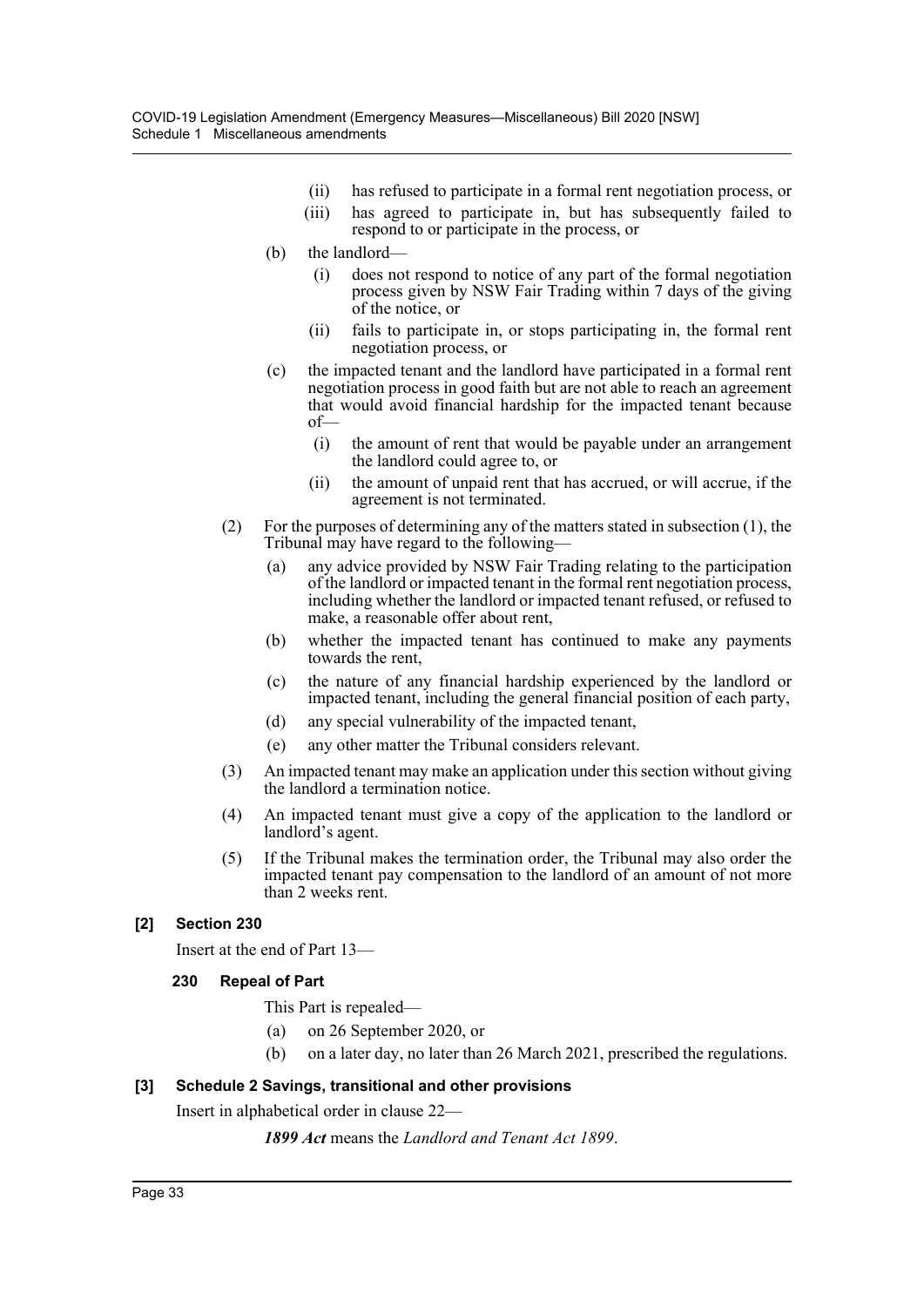(ii) has refused to participate in a formal rent negotiation process, or

(iii) has agreed to participate in, but has subsequently failed to respond to or participate in the process, or

(b) the landlord—

(i) does not respond to notice of any part of the formal negotiation process given by NSW Fair Trading within 7 days of the giving of the notice, or

(ii) fails to participate in, or stops participating in, the formal rent negotiation process, or

(c) the impacted tenant and the landlord have participated in a formal rent negotiation process in good faith but are not able to reach an agreement that would avoid financial hardship for the impacted tenant because of—

(i) the amount of rent that would be payable under an arrangement the landlord could agree to, or

(ii) the amount of unpaid rent that has accrued, or will accrue, if the agreement is not terminated.

(2) For the purposes of determining any of the matters stated in subsection (1), the Tribunal may have regard to the following—

(a) any advice provided by NSW Fair Trading relating to the participation of the landlord or impacted tenant in the formal rent negotiation process, including whether the landlord or impacted tenant refused, or refused to make, a reasonable offer about rent,

(b) whether the impacted tenant has continued to make any payments towards the rent,

(c) the nature of any financial hardship experienced by the landlord or impacted tenant, including the general financial position of each party,

(d) any special vulnerability of the impacted tenant,

(e) any other matter the Tribunal considers relevant.

(3) An impacted tenant may make an application under this section without giving the landlord a termination notice.

(4) An impacted tenant must give a copy of the application to the landlord or landlord's agent.

(5) If the Tribunal makes the termination order, the Tribunal may also order the impacted tenant pay compensation to the landlord of an amount of not more than 2 weeks rent.

### [2] Section 230

Insert at the end of Part 13—

#### 230 Repeal of Part

This Part is repealed—

(a) on 26 September 2020, or

(b) on a later day, no later than 26 March 2021, prescribed the regulations.

### [3] Schedule 2 Savings, transitional and other provisions

Insert in alphabetical order in clause 22—

***1899 Act*** means the *Landlord and Tenant Act 1899*.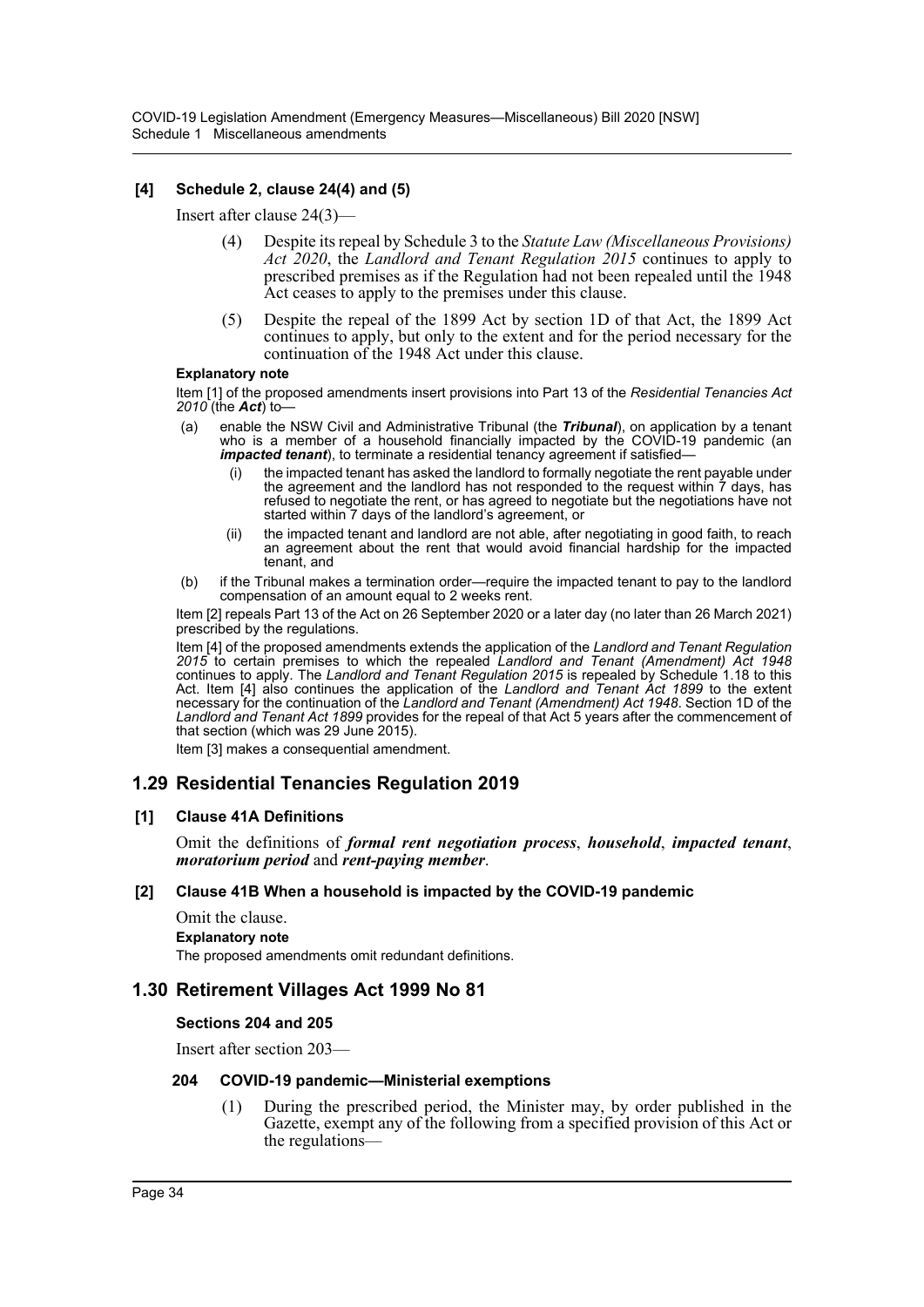**[4] Schedule 2, clause 24(4) and (5)**

Insert after clause 24(3)—

(4) Despite its repeal by Schedule 3 to the *Statute Law (Miscellaneous Provisions) Act 2020*, the *Landlord and Tenant Regulation 2015* continues to apply to prescribed premises as if the Regulation had not been repealed until the 1948 Act ceases to apply to the premises under this clause.

(5) Despite the repeal of the 1899 Act by section 1D of that Act, the 1899 Act continues to apply, but only to the extent and for the period necessary for the continuation of the 1948 Act under this clause.

**Explanatory note**

Item [1] of the proposed amendments insert provisions into Part 13 of the *Residential Tenancies Act 2010* (the ***Act***) to—

(a) enable the NSW Civil and Administrative Tribunal (the ***Tribunal***), on application by a tenant who is a member of a household financially impacted by the COVID-19 pandemic (an ***impacted tenant***), to terminate a residential tenancy agreement if satisfied—

  (i) the impacted tenant has asked the landlord to formally negotiate the rent payable under the agreement and the landlord has not responded to the request within 7 days, has refused to negotiate the rent, or has agreed to negotiate but the negotiations have not started within 7 days of the landlord's agreement, or

  (ii) the impacted tenant and landlord are not able, after negotiating in good faith, to reach an agreement about the rent that would avoid financial hardship for the impacted tenant, and

(b) if the Tribunal makes a termination order—require the impacted tenant to pay to the landlord compensation of an amount equal to 2 weeks rent.

Item [2] repeals Part 13 of the Act on 26 September 2020 or a later day (no later than 26 March 2021) prescribed by the regulations.

Item [4] of the proposed amendments extends the application of the *Landlord and Tenant Regulation 2015* to certain premises to which the repealed *Landlord and Tenant (Amendment) Act 1948* continues to apply. The *Landlord and Tenant Regulation 2015* is repealed by Schedule 1.18 to this Act. Item [4] also continues the application of the *Landlord and Tenant Act 1899* to the extent necessary for the continuation of the *Landlord and Tenant (Amendment) Act 1948*. Section 1D of the *Landlord and Tenant Act 1899* provides for the repeal of that Act 5 years after the commencement of that section (which was 29 June 2015).

Item [3] makes a consequential amendment.

## 1.29 Residential Tenancies Regulation 2019

**[1] Clause 41A Definitions**

Omit the definitions of ***formal rent negotiation process***, ***household***, ***impacted tenant***, ***moratorium period*** and ***rent-paying member***.

**[2] Clause 41B When a household is impacted by the COVID-19 pandemic**

Omit the clause.

**Explanatory note**

The proposed amendments omit redundant definitions.

## 1.30 Retirement Villages Act 1999 No 81

**Sections 204 and 205**

Insert after section 203—

**204 COVID-19 pandemic—Ministerial exemptions**

(1) During the prescribed period, the Minister may, by order published in the Gazette, exempt any of the following from a specified provision of this Act or the regulations—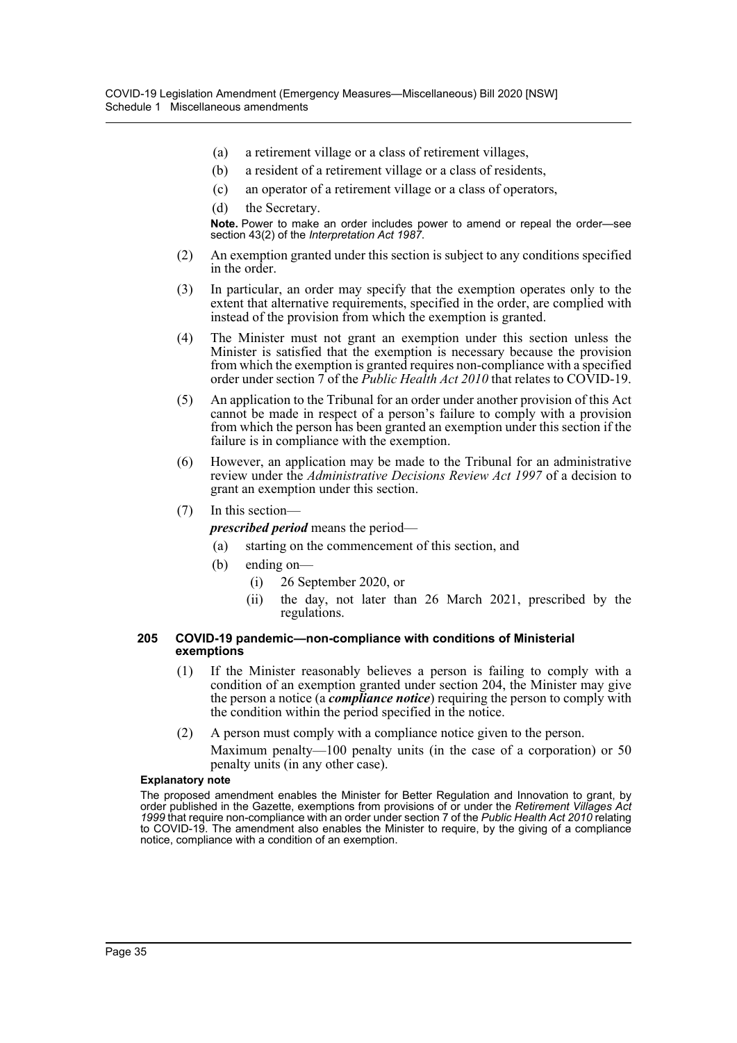(a) a retirement village or a class of retirement villages,

(b) a resident of a retirement village or a class of residents,

(c) an operator of a retirement village or a class of operators,

(d) the Secretary.

**Note.** Power to make an order includes power to amend or repeal the order—see section 43(2) of the *Interpretation Act 1987*.

(2) An exemption granted under this section is subject to any conditions specified in the order.

(3) In particular, an order may specify that the exemption operates only to the extent that alternative requirements, specified in the order, are complied with instead of the provision from which the exemption is granted.

(4) The Minister must not grant an exemption under this section unless the Minister is satisfied that the exemption is necessary because the provision from which the exemption is granted requires non-compliance with a specified order under section 7 of the *Public Health Act 2010* that relates to COVID-19.

(5) An application to the Tribunal for an order under another provision of this Act cannot be made in respect of a person's failure to comply with a provision from which the person has been granted an exemption under this section if the failure is in compliance with the exemption.

(6) However, an application may be made to the Tribunal for an administrative review under the *Administrative Decisions Review Act 1997* of a decision to grant an exemption under this section.

(7) In this section—

***prescribed period*** means the period—

(a) starting on the commencement of this section, and

(b) ending on—

(i) 26 September 2020, or

(ii) the day, not later than 26 March 2021, prescribed by the regulations.

#### 205 COVID-19 pandemic—non-compliance with conditions of Ministerial exemptions

(1) If the Minister reasonably believes a person is failing to comply with a condition of an exemption granted under section 204, the Minister may give the person a notice (a ***compliance notice***) requiring the person to comply with the condition within the period specified in the notice.

(2) A person must comply with a compliance notice given to the person.

Maximum penalty—100 penalty units (in the case of a corporation) or 50 penalty units (in any other case).

**Explanatory note**

The proposed amendment enables the Minister for Better Regulation and Innovation to grant, by order published in the Gazette, exemptions from provisions of or under the *Retirement Villages Act 1999* that require non-compliance with an order under section 7 of the *Public Health Act 2010* relating to COVID-19. The amendment also enables the Minister to require, by the giving of a compliance notice, compliance with a condition of an exemption.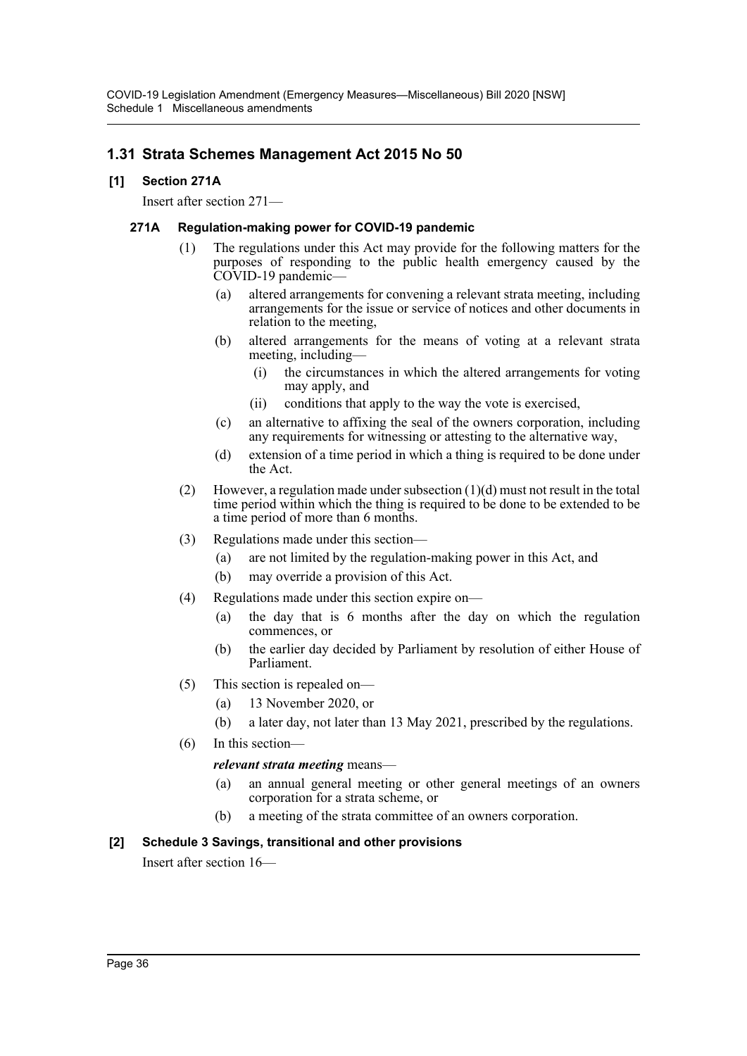## 1.31 Strata Schemes Management Act 2015 No 50

### [1] Section 271A

Insert after section 271—

#### 271A Regulation-making power for COVID-19 pandemic

(1) The regulations under this Act may provide for the following matters for the purposes of responding to the public health emergency caused by the COVID-19 pandemic—

(a) altered arrangements for convening a relevant strata meeting, including arrangements for the issue or service of notices and other documents in relation to the meeting,

(b) altered arrangements for the means of voting at a relevant strata meeting, including—

(i) the circumstances in which the altered arrangements for voting may apply, and

(ii) conditions that apply to the way the vote is exercised,

(c) an alternative to affixing the seal of the owners corporation, including any requirements for witnessing or attesting to the alternative way,

(d) extension of a time period in which a thing is required to be done under the Act.

(2) However, a regulation made under subsection (1)(d) must not result in the total time period within which the thing is required to be done to be extended to be a time period of more than 6 months.

(3) Regulations made under this section—

(a) are not limited by the regulation-making power in this Act, and

(b) may override a provision of this Act.

(4) Regulations made under this section expire on—

(a) the day that is 6 months after the day on which the regulation commences, or

(b) the earlier day decided by Parliament by resolution of either House of Parliament.

(5) This section is repealed on—

(a) 13 November 2020, or

(b) a later day, not later than 13 May 2021, prescribed by the regulations.

(6) In this section—

***relevant strata meeting*** means—

(a) an annual general meeting or other general meetings of an owners corporation for a strata scheme, or

(b) a meeting of the strata committee of an owners corporation.

### [2] Schedule 3 Savings, transitional and other provisions

Insert after section 16—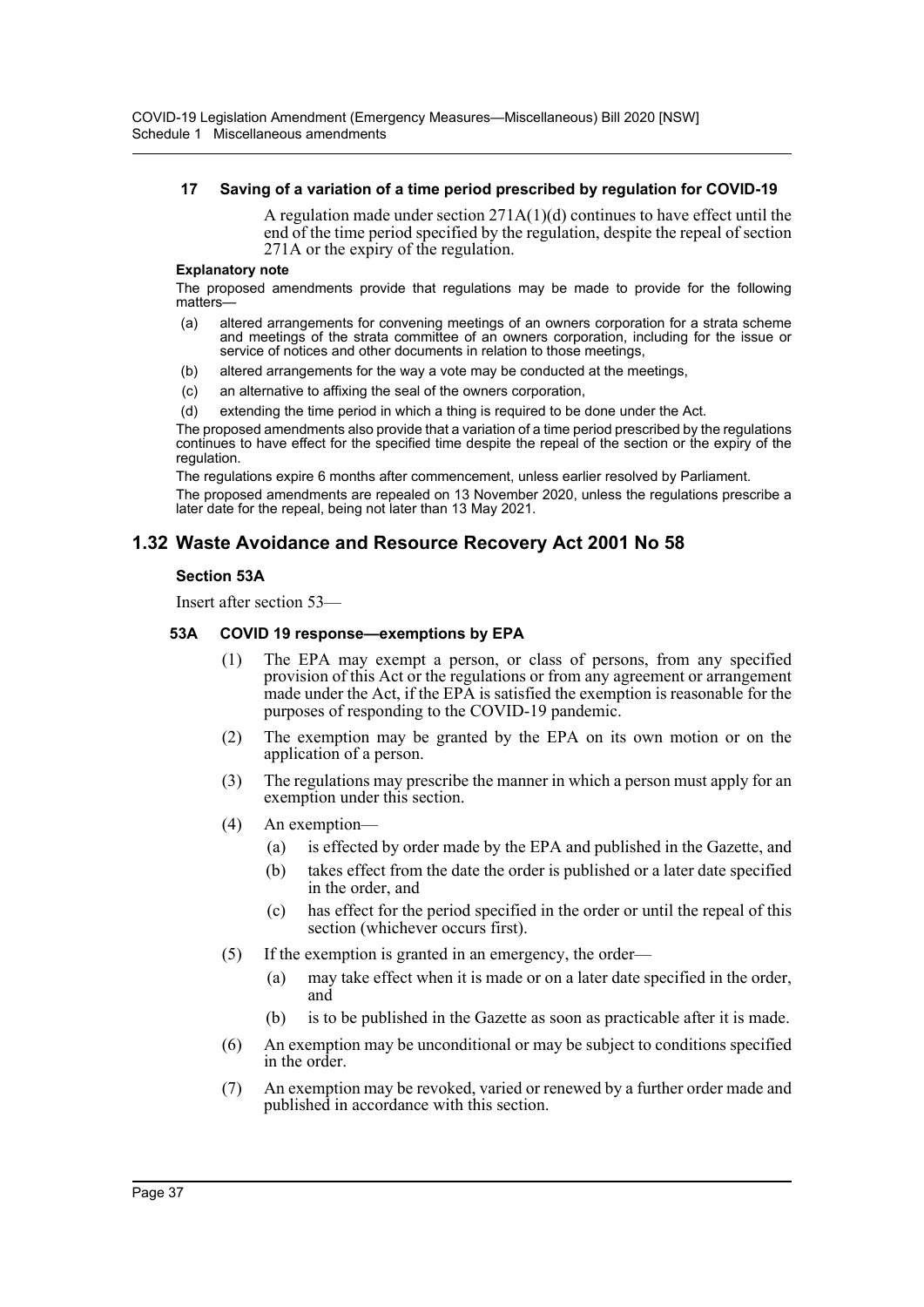#### 17 Saving of a variation of a time period prescribed by regulation for COVID-19

A regulation made under section 271A(1)(d) continues to have effect until the end of the time period specified by the regulation, despite the repeal of section 271A or the expiry of the regulation.

**Explanatory note**

The proposed amendments provide that regulations may be made to provide for the following matters—

(a) altered arrangements for convening meetings of an owners corporation for a strata scheme and meetings of the strata committee of an owners corporation, including for the issue or service of notices and other documents in relation to those meetings,

(b) altered arrangements for the way a vote may be conducted at the meetings,

(c) an alternative to affixing the seal of the owners corporation,

(d) extending the time period in which a thing is required to be done under the Act.

The proposed amendments also provide that a variation of a time period prescribed by the regulations continues to have effect for the specified time despite the repeal of the section or the expiry of the regulation.

The regulations expire 6 months after commencement, unless earlier resolved by Parliament.

The proposed amendments are repealed on 13 November 2020, unless the regulations prescribe a later date for the repeal, being not later than 13 May 2021.

## 1.32 Waste Avoidance and Resource Recovery Act 2001 No 58

### Section 53A

Insert after section 53—

#### 53A COVID 19 response—exemptions by EPA

(1) The EPA may exempt a person, or class of persons, from any specified provision of this Act or the regulations or from any agreement or arrangement made under the Act, if the EPA is satisfied the exemption is reasonable for the purposes of responding to the COVID-19 pandemic.

(2) The exemption may be granted by the EPA on its own motion or on the application of a person.

(3) The regulations may prescribe the manner in which a person must apply for an exemption under this section.

(4) An exemption—

(a) is effected by order made by the EPA and published in the Gazette, and

(b) takes effect from the date the order is published or a later date specified in the order, and

(c) has effect for the period specified in the order or until the repeal of this section (whichever occurs first).

(5) If the exemption is granted in an emergency, the order—

(a) may take effect when it is made or on a later date specified in the order, and

(b) is to be published in the Gazette as soon as practicable after it is made.

(6) An exemption may be unconditional or may be subject to conditions specified in the order.

(7) An exemption may be revoked, varied or renewed by a further order made and published in accordance with this section.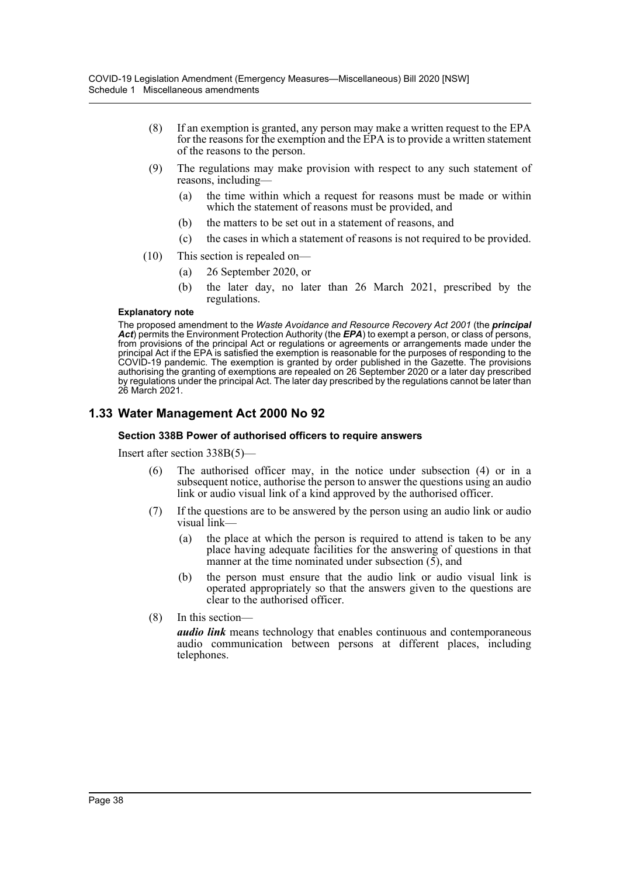(8) If an exemption is granted, any person may make a written request to the EPA for the reasons for the exemption and the EPA is to provide a written statement of the reasons to the person.

(9) The regulations may make provision with respect to any such statement of reasons, including—

(a) the time within which a request for reasons must be made or within which the statement of reasons must be provided, and

(b) the matters to be set out in a statement of reasons, and

(c) the cases in which a statement of reasons is not required to be provided.

(10) This section is repealed on—

(a) 26 September 2020, or

(b) the later day, no later than 26 March 2021, prescribed by the regulations.

**Explanatory note**

The proposed amendment to the *Waste Avoidance and Resource Recovery Act 2001* (the ***principal Act***) permits the Environment Protection Authority (the ***EPA***) to exempt a person, or class of persons, from provisions of the principal Act or regulations or agreements or arrangements made under the principal Act if the EPA is satisfied the exemption is reasonable for the purposes of responding to the COVID-19 pandemic. The exemption is granted by order published in the Gazette. The provisions authorising the granting of exemptions are repealed on 26 September 2020 or a later day prescribed by regulations under the principal Act. The later day prescribed by the regulations cannot be later than 26 March 2021.

## 1.33 Water Management Act 2000 No 92

### Section 338B Power of authorised officers to require answers

Insert after section 338B(5)—

(6) The authorised officer may, in the notice under subsection (4) or in a subsequent notice, authorise the person to answer the questions using an audio link or audio visual link of a kind approved by the authorised officer.

(7) If the questions are to be answered by the person using an audio link or audio visual link—

(a) the place at which the person is required to attend is taken to be any place having adequate facilities for the answering of questions in that manner at the time nominated under subsection (5), and

(b) the person must ensure that the audio link or audio visual link is operated appropriately so that the answers given to the questions are clear to the authorised officer.

(8) In this section—

***audio link*** means technology that enables continuous and contemporaneous audio communication between persons at different places, including telephones.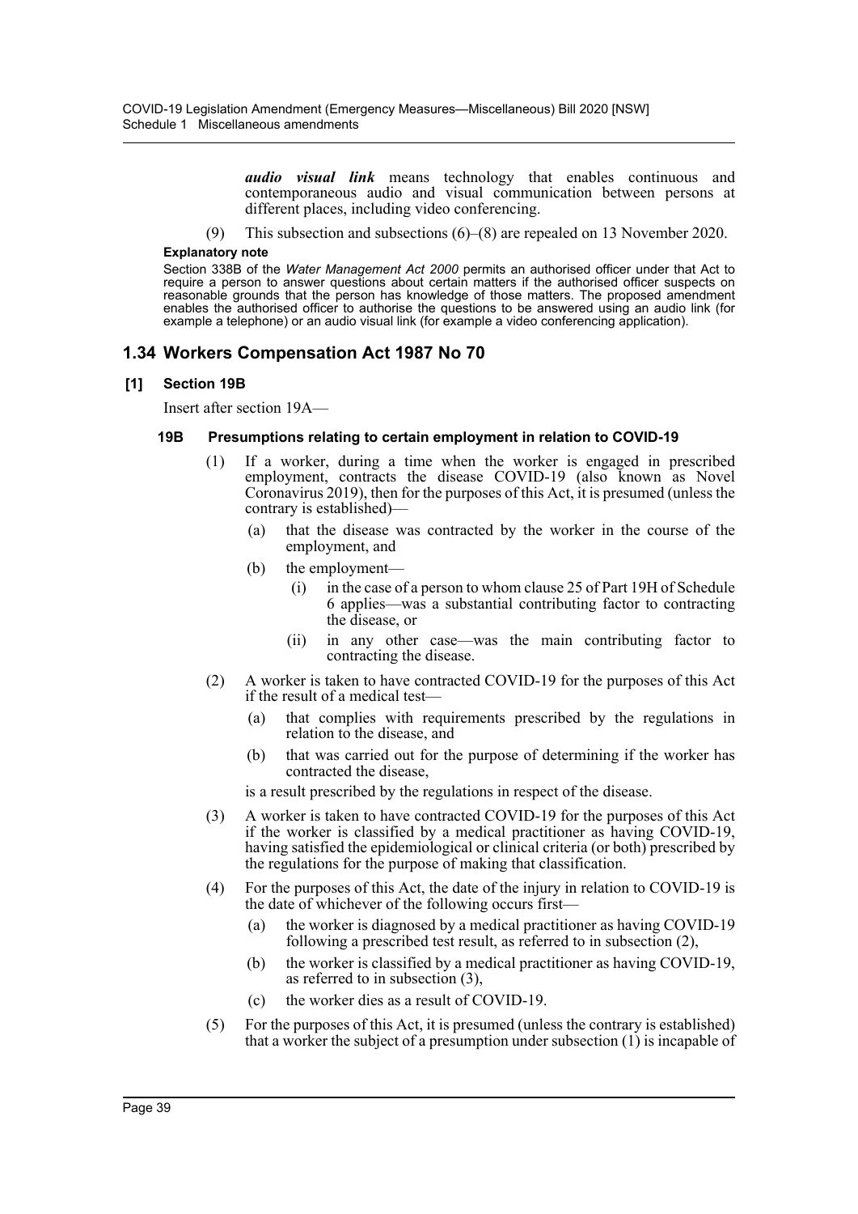***audio visual link*** means technology that enables continuous and contemporaneous audio and visual communication between persons at different places, including video conferencing.

(9) This subsection and subsections (6)–(8) are repealed on 13 November 2020.

**Explanatory note**

Section 338B of the *Water Management Act 2000* permits an authorised officer under that Act to require a person to answer questions about certain matters if the authorised officer suspects on reasonable grounds that the person has knowledge of those matters. The proposed amendment enables the authorised officer to authorise the questions to be answered using an audio link (for example a telephone) or an audio visual link (for example a video conferencing application).

## 1.34 Workers Compensation Act 1987 No 70

### [1] Section 19B

Insert after section 19A—

#### 19B Presumptions relating to certain employment in relation to COVID-19

(1) If a worker, during a time when the worker is engaged in prescribed employment, contracts the disease COVID-19 (also known as Novel Coronavirus 2019), then for the purposes of this Act, it is presumed (unless the contrary is established)—

(a) that the disease was contracted by the worker in the course of the employment, and

(b) the employment—

(i) in the case of a person to whom clause 25 of Part 19H of Schedule 6 applies—was a substantial contributing factor to contracting the disease, or

(ii) in any other case—was the main contributing factor to contracting the disease.

(2) A worker is taken to have contracted COVID-19 for the purposes of this Act if the result of a medical test—

(a) that complies with requirements prescribed by the regulations in relation to the disease, and

(b) that was carried out for the purpose of determining if the worker has contracted the disease,

is a result prescribed by the regulations in respect of the disease.

(3) A worker is taken to have contracted COVID-19 for the purposes of this Act if the worker is classified by a medical practitioner as having COVID-19, having satisfied the epidemiological or clinical criteria (or both) prescribed by the regulations for the purpose of making that classification.

(4) For the purposes of this Act, the date of the injury in relation to COVID-19 is the date of whichever of the following occurs first—

(a) the worker is diagnosed by a medical practitioner as having COVID-19 following a prescribed test result, as referred to in subsection (2),

(b) the worker is classified by a medical practitioner as having COVID-19, as referred to in subsection (3),

(c) the worker dies as a result of COVID-19.

(5) For the purposes of this Act, it is presumed (unless the contrary is established) that a worker the subject of a presumption under subsection (1) is incapable of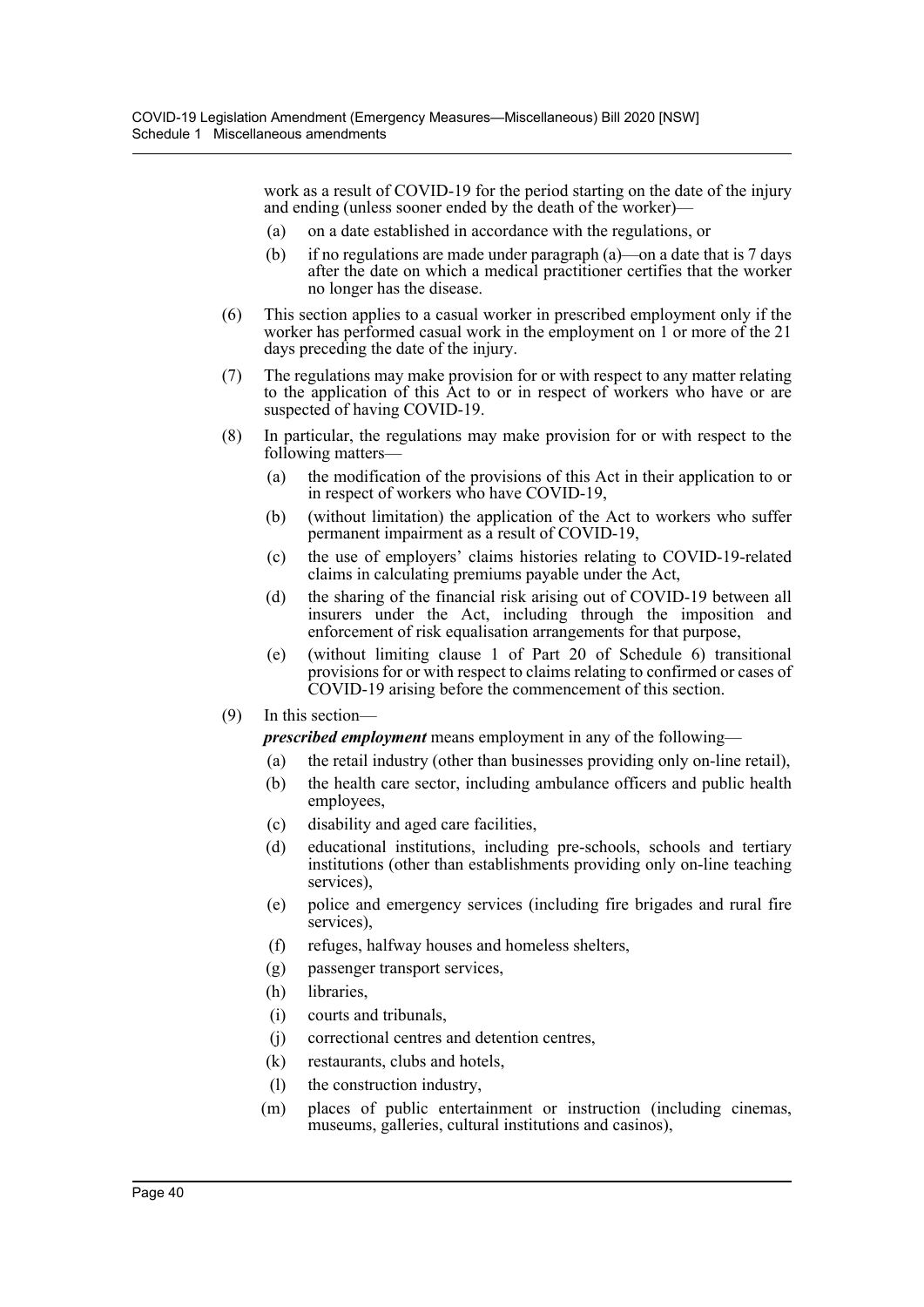work as a result of COVID-19 for the period starting on the date of the injury and ending (unless sooner ended by the death of the worker)—

- (a) on a date established in accordance with the regulations, or
- (b) if no regulations are made under paragraph (a)—on a date that is 7 days after the date on which a medical practitioner certifies that the worker no longer has the disease.

(6) This section applies to a casual worker in prescribed employment only if the worker has performed casual work in the employment on 1 or more of the 21 days preceding the date of the injury.

(7) The regulations may make provision for or with respect to any matter relating to the application of this Act to or in respect of workers who have or are suspected of having COVID-19.

(8) In particular, the regulations may make provision for or with respect to the following matters—

- (a) the modification of the provisions of this Act in their application to or in respect of workers who have COVID-19,
- (b) (without limitation) the application of the Act to workers who suffer permanent impairment as a result of COVID-19,
- (c) the use of employers' claims histories relating to COVID-19-related claims in calculating premiums payable under the Act,
- (d) the sharing of the financial risk arising out of COVID-19 between all insurers under the Act, including through the imposition and enforcement of risk equalisation arrangements for that purpose,
- (e) (without limiting clause 1 of Part 20 of Schedule 6) transitional provisions for or with respect to claims relating to confirmed or cases of COVID-19 arising before the commencement of this section.

(9) In this section—

***prescribed employment*** means employment in any of the following—

- (a) the retail industry (other than businesses providing only on-line retail),
- (b) the health care sector, including ambulance officers and public health employees,
- (c) disability and aged care facilities,
- (d) educational institutions, including pre-schools, schools and tertiary institutions (other than establishments providing only on-line teaching services),
- (e) police and emergency services (including fire brigades and rural fire services),
- (f) refuges, halfway houses and homeless shelters,
- (g) passenger transport services,
- (h) libraries,
- (i) courts and tribunals,
- (j) correctional centres and detention centres,
- (k) restaurants, clubs and hotels,
- (l) the construction industry,
- (m) places of public entertainment or instruction (including cinemas, museums, galleries, cultural institutions and casinos),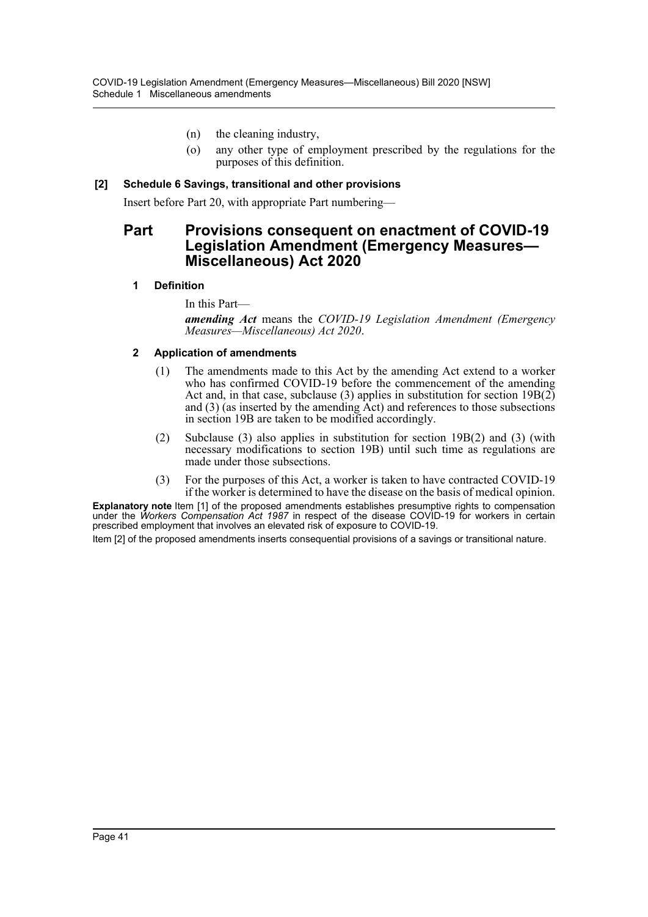(n) the cleaning industry,

(o) any other type of employment prescribed by the regulations for the purposes of this definition.

**[2] Schedule 6 Savings, transitional and other provisions**

Insert before Part 20, with appropriate Part numbering—

## Part Provisions consequent on enactment of COVID-19 Legislation Amendment (Emergency Measures—Miscellaneous) Act 2020

### 1 Definition

In this Part—

***amending Act*** means the *COVID-19 Legislation Amendment (Emergency Measures—Miscellaneous) Act 2020*.

### 2 Application of amendments

(1) The amendments made to this Act by the amending Act extend to a worker who has confirmed COVID-19 before the commencement of the amending Act and, in that case, subclause (3) applies in substitution for section 19B(2) and (3) (as inserted by the amending Act) and references to those subsections in section 19B are taken to be modified accordingly.

(2) Subclause (3) also applies in substitution for section 19B(2) and (3) (with necessary modifications to section 19B) until such time as regulations are made under those subsections.

(3) For the purposes of this Act, a worker is taken to have contracted COVID-19 if the worker is determined to have the disease on the basis of medical opinion.

**Explanatory note** Item [1] of the proposed amendments establishes presumptive rights to compensation under the *Workers Compensation Act 1987* in respect of the disease COVID-19 for workers in certain prescribed employment that involves an elevated risk of exposure to COVID-19.

Item [2] of the proposed amendments inserts consequential provisions of a savings or transitional nature.